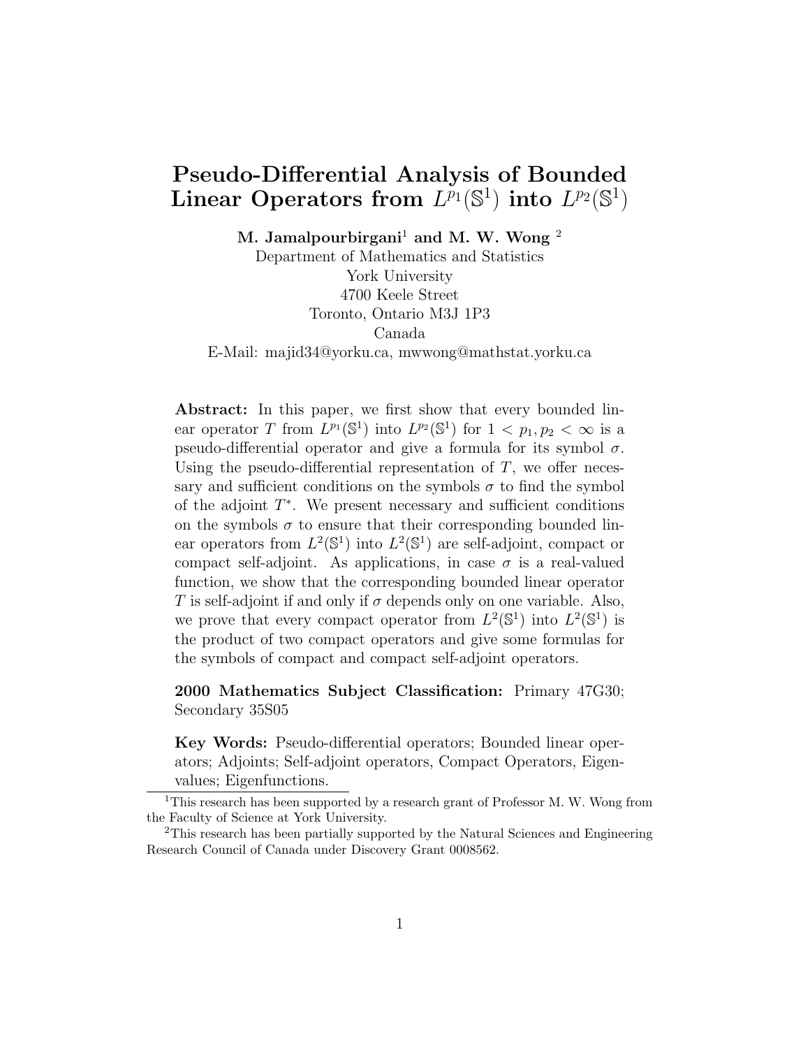# Pseudo-Differential Analysis of Bounded Linear Operators from $L^{p_1}(\mathbb{S}^1)$ into $L^{p_2}(\mathbb{S}^1)$

**M. Jamalpourbirgani[1] and M. W. Wong [2]**

Department of Mathematics and Statistics
York University
4700 Keele Street
Toronto, Ontario M3J 1P3
Canada
E-Mail: majid34@yorku.ca, mwwong@mathstat.yorku.ca

**Abstract:** In this paper, we first show that every bounded linear operator $T$ from $L^{p_1}(\mathbb{S}^1)$ into $L^{p_2}(\mathbb{S}^1)$ for $1 < p_1, p_2 < \infty$ is a pseudo-differential operator and give a formula for its symbol $\sigma$. Using the pseudo-differential representation of $T$, we offer necessary and sufficient conditions on the symbols $\sigma$ to find the symbol of the adjoint $T^*$. We present necessary and sufficient conditions on the symbols $\sigma$ to ensure that their corresponding bounded linear operators from $L^2(\mathbb{S}^1)$ into $L^2(\mathbb{S}^1)$ are self-adjoint, compact or compact self-adjoint. As applications, in case $\sigma$ is a real-valued function, we show that the corresponding bounded linear operator $T$ is self-adjoint if and only if $\sigma$ depends only on one variable. Also, we prove that every compact operator from $L^2(\mathbb{S}^1)$ into $L^2(\mathbb{S}^1)$ is the product of two compact operators and give some formulas for the symbols of compact and compact self-adjoint operators.

**2000 Mathematics Subject Classification:** Primary 47G30; Secondary 35S05

**Key Words:** Pseudo-differential operators; Bounded linear operators; Adjoints; Self-adjoint operators, Compact Operators, Eigenvalues; Eigenfunctions.

[1] This research has been supported by a research grant of Professor M. W. Wong from the Faculty of Science at York University.

[2] This research has been partially supported by the Natural Sciences and Engineering Research Council of Canada under Discovery Grant 0008562.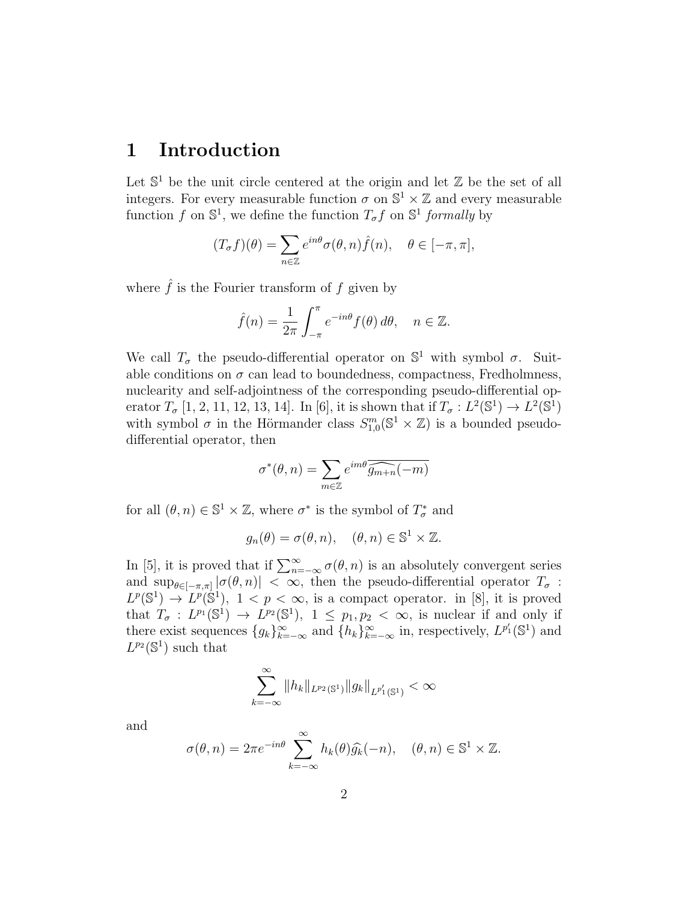# 1 Introduction

Let $\mathbb{S}^1$ be the unit circle centered at the origin and let $\mathbb{Z}$ be the set of all integers. For every measurable function $\sigma$ on $\mathbb{S}^1 \times \mathbb{Z}$ and every measurable function $f$ on $\mathbb{S}^1$, we define the function $T_\sigma f$ on $\mathbb{S}^1$ *formally* by

$$(T_\sigma f)(\theta) = \sum_{n \in \mathbb{Z}} e^{in\theta} \sigma(\theta, n) \hat{f}(n), \quad \theta \in [-\pi, \pi],$$

where $\hat{f}$ is the Fourier transform of $f$ given by

$$\hat{f}(n) = \frac{1}{2\pi} \int_{-\pi}^{\pi} e^{-in\theta} f(\theta) \, d\theta, \quad n \in \mathbb{Z}.$$

We call $T_\sigma$ the pseudo-differential operator on $\mathbb{S}^1$ with symbol $\sigma$. Suitable conditions on $\sigma$ can lead to boundedness, compactness, Fredholmness, nuclearity and self-adjointness of the corresponding pseudo-differential operator $T_\sigma$ [1, 2, 11, 12, 13, 14]. In [6], it is shown that if $T_\sigma : L^2(\mathbb{S}^1) \to L^2(\mathbb{S}^1)$ with symbol $\sigma$ in the Hörmander class $S^m_{1,0}(\mathbb{S}^1 \times \mathbb{Z})$ is a bounded pseudo-differential operator, then

$$\sigma^*(\theta, n) = \sum_{m \in \mathbb{Z}} e^{im\theta} \overline{\widehat{g_{m+n}}(-m)}$$

for all $(\theta, n) \in \mathbb{S}^1 \times \mathbb{Z}$, where $\sigma^*$ is the symbol of $T_\sigma^*$ and

$$g_n(\theta) = \sigma(\theta, n), \quad (\theta, n) \in \mathbb{S}^1 \times \mathbb{Z}.$$

In [5], it is proved that if $\sum_{n=-\infty}^{\infty} \sigma(\theta, n)$ is an absolutely convergent series and $\sup_{\theta \in [-\pi, \pi]} |\sigma(\theta, n)| < \infty$, then the pseudo-differential operator $T_\sigma : L^p(\mathbb{S}^1) \to L^p(\mathbb{S}^1)$, $1 < p < \infty$, is a compact operator. in [8], it is proved that $T_\sigma : L^{p_1}(\mathbb{S}^1) \to L^{p_2}(\mathbb{S}^1)$, $1 \le p_1, p_2 < \infty$, is nuclear if and only if there exist sequences $\{g_k\}_{k=-\infty}^{\infty}$ and $\{h_k\}_{k=-\infty}^{\infty}$ in, respectively, $L^{p_1'}(\mathbb{S}^1)$ and $L^{p_2}(\mathbb{S}^1)$ such that

$$\sum_{k=-\infty}^{\infty} \|h_k\|_{L^{p_2}(\mathbb{S}^1)} \|g_k\|_{L^{p_1'}(\mathbb{S}^1)} < \infty$$

and

$$\sigma(\theta, n) = 2\pi e^{-in\theta} \sum_{k=-\infty}^{\infty} h_k(\theta) \widehat{g_k}(-n), \quad (\theta, n) \in \mathbb{S}^1 \times \mathbb{Z}.$$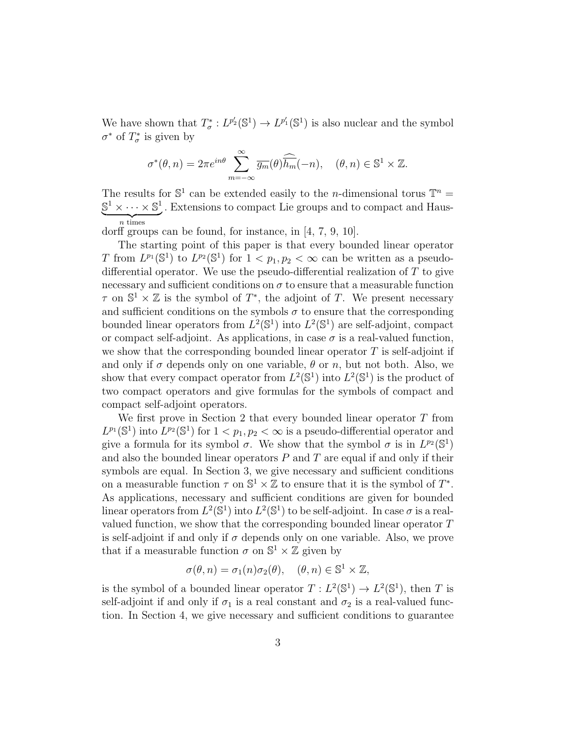We have shown that $T_\sigma^* : L^{p_2'}(\mathbb{S}^1) \to L^{p_1'}(\mathbb{S}^1)$ is also nuclear and the symbol $\sigma^*$ of $T_\sigma^*$ is given by

$$\sigma^*(\theta, n) = 2\pi e^{in\theta} \sum_{m=-\infty}^{\infty} \overline{g_m}(\theta)\widehat{\overline{h_m}}(-n), \quad (\theta, n) \in \mathbb{S}^1 \times \mathbb{Z}.$$

The results for $\mathbb{S}^1$ can be extended easily to the $n$-dimensional torus $\mathbb{T}^n = \underbrace{\mathbb{S}^1 \times \cdots \times \mathbb{S}^1}_{n \text{ times}}$. Extensions to compact Lie groups and to compact and Hausdorff groups can be found, for instance, in [4, 7, 9, 10].

The starting point of this paper is that every bounded linear operator $T$ from $L^{p_1}(\mathbb{S}^1)$ to $L^{p_2}(\mathbb{S}^1)$ for $1 < p_1, p_2 < \infty$ can be written as a pseudo-differential operator. We use the pseudo-differential realization of $T$ to give necessary and sufficient conditions on $\sigma$ to ensure that a measurable function $\tau$ on $\mathbb{S}^1 \times \mathbb{Z}$ is the symbol of $T^*$, the adjoint of $T$. We present necessary and sufficient conditions on the symbols $\sigma$ to ensure that the corresponding bounded linear operators from $L^2(\mathbb{S}^1)$ into $L^2(\mathbb{S}^1)$ are self-adjoint, compact or compact self-adjoint. As applications, in case $\sigma$ is a real-valued function, we show that the corresponding bounded linear operator $T$ is self-adjoint if and only if $\sigma$ depends only on one variable, $\theta$ or $n$, but not both. Also, we show that every compact operator from $L^2(\mathbb{S}^1)$ into $L^2(\mathbb{S}^1)$ is the product of two compact operators and give formulas for the symbols of compact and compact self-adjoint operators.

We first prove in Section 2 that every bounded linear operator $T$ from $L^{p_1}(\mathbb{S}^1)$ into $L^{p_2}(\mathbb{S}^1)$ for $1 < p_1, p_2 < \infty$ is a pseudo-differential operator and give a formula for its symbol $\sigma$. We show that the symbol $\sigma$ is in $L^{p_2}(\mathbb{S}^1)$ and also the bounded linear operators $P$ and $T$ are equal if and only if their symbols are equal. In Section 3, we give necessary and sufficient conditions on a measurable function $\tau$ on $\mathbb{S}^1 \times \mathbb{Z}$ to ensure that it is the symbol of $T^*$. As applications, necessary and sufficient conditions are given for bounded linear operators from $L^2(\mathbb{S}^1)$ into $L^2(\mathbb{S}^1)$ to be self-adjoint. In case $\sigma$ is a real-valued function, we show that the corresponding bounded linear operator $T$ is self-adjoint if and only if $\sigma$ depends only on one variable. Also, we prove that if a measurable function $\sigma$ on $\mathbb{S}^1 \times \mathbb{Z}$ given by

$$\sigma(\theta, n) = \sigma_1(n)\sigma_2(\theta), \quad (\theta, n) \in \mathbb{S}^1 \times \mathbb{Z},$$

is the symbol of a bounded linear operator $T : L^2(\mathbb{S}^1) \to L^2(\mathbb{S}^1)$, then $T$ is self-adjoint if and only if $\sigma_1$ is a real constant and $\sigma_2$ is a real-valued function. In Section 4, we give necessary and sufficient conditions to guarantee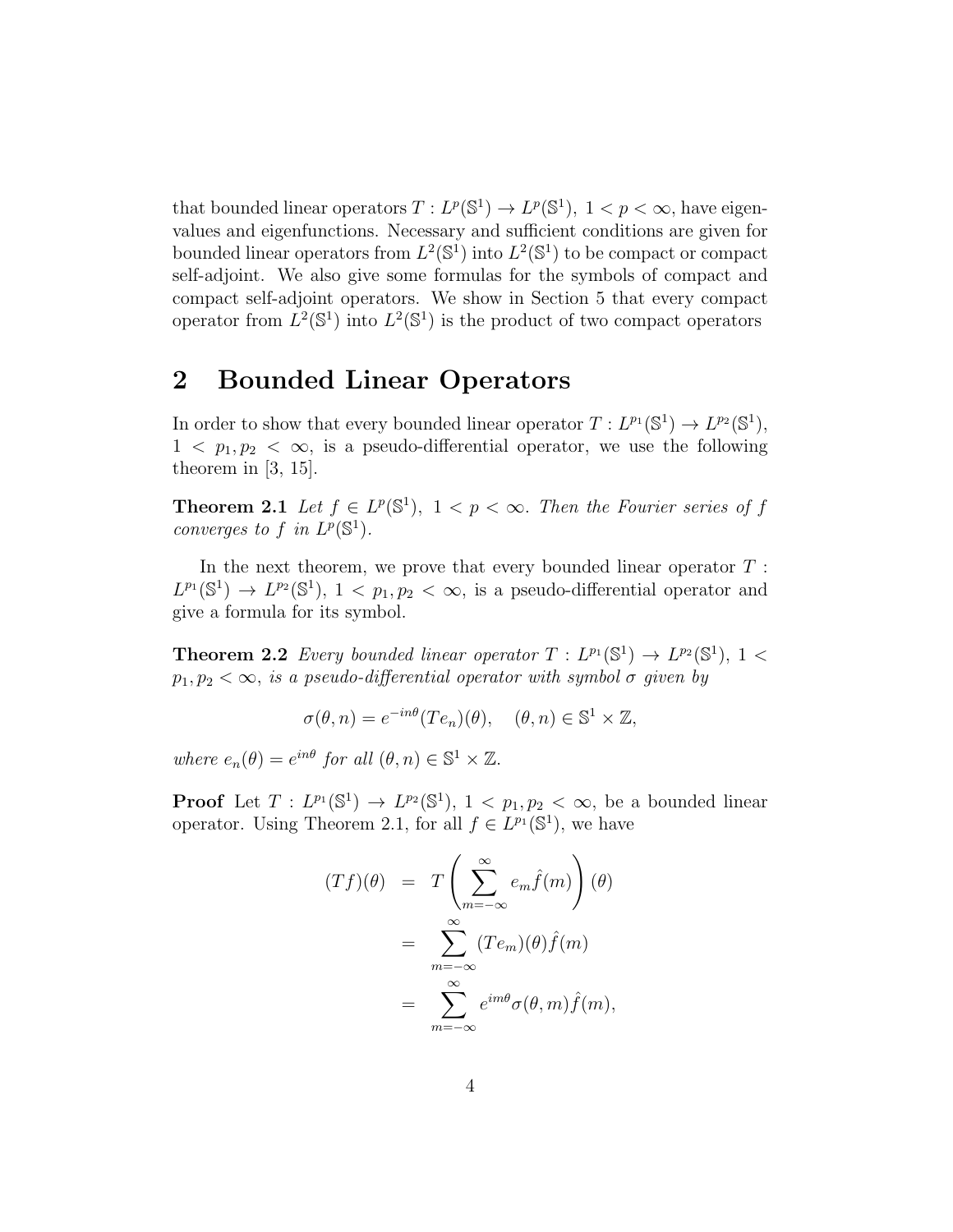that bounded linear operators $T : L^p(\mathbb{S}^1) \to L^p(\mathbb{S}^1)$, $1 < p < \infty$, have eigenvalues and eigenfunctions. Necessary and sufficient conditions are given for bounded linear operators from $L^2(\mathbb{S}^1)$ into $L^2(\mathbb{S}^1)$ to be compact or compact self-adjoint. We also give some formulas for the symbols of compact and compact self-adjoint operators. We show in Section 5 that every compact operator from $L^2(\mathbb{S}^1)$ into $L^2(\mathbb{S}^1)$ is the product of two compact operators

## 2 Bounded Linear Operators

In order to show that every bounded linear operator $T : L^{p_1}(\mathbb{S}^1) \to L^{p_2}(\mathbb{S}^1)$, $1 < p_1, p_2 < \infty$, is a pseudo-differential operator, we use the following theorem in [3, 15].

**Theorem 2.1** *Let $f \in L^p(\mathbb{S}^1)$, $1 < p < \infty$. Then the Fourier series of $f$ converges to $f$ in $L^p(\mathbb{S}^1)$.*

In the next theorem, we prove that every bounded linear operator $T : L^{p_1}(\mathbb{S}^1) \to L^{p_2}(\mathbb{S}^1)$, $1 < p_1, p_2 < \infty$, is a pseudo-differential operator and give a formula for its symbol.

**Theorem 2.2** *Every bounded linear operator $T : L^{p_1}(\mathbb{S}^1) \to L^{p_2}(\mathbb{S}^1)$, $1 < p_1, p_2 < \infty$, is a pseudo-differential operator with symbol $\sigma$ given by*

$$\sigma(\theta, n) = e^{-in\theta}(Te_n)(\theta), \quad (\theta, n) \in \mathbb{S}^1 \times \mathbb{Z},$$

*where $e_n(\theta) = e^{in\theta}$ for all $(\theta, n) \in \mathbb{S}^1 \times \mathbb{Z}$.*

**Proof** Let $T : L^{p_1}(\mathbb{S}^1) \to L^{p_2}(\mathbb{S}^1)$, $1 < p_1, p_2 < \infty$, be a bounded linear operator. Using Theorem 2.1, for all $f \in L^{p_1}(\mathbb{S}^1)$, we have

$$\begin{aligned}
(Tf)(\theta) &= T\left(\sum_{m=-\infty}^{\infty} e_m \hat{f}(m)\right)(\theta) \\
&= \sum_{m=-\infty}^{\infty} (Te_m)(\theta)\hat{f}(m) \\
&= \sum_{m=-\infty}^{\infty} e^{im\theta}\sigma(\theta, m)\hat{f}(m),
\end{aligned}$$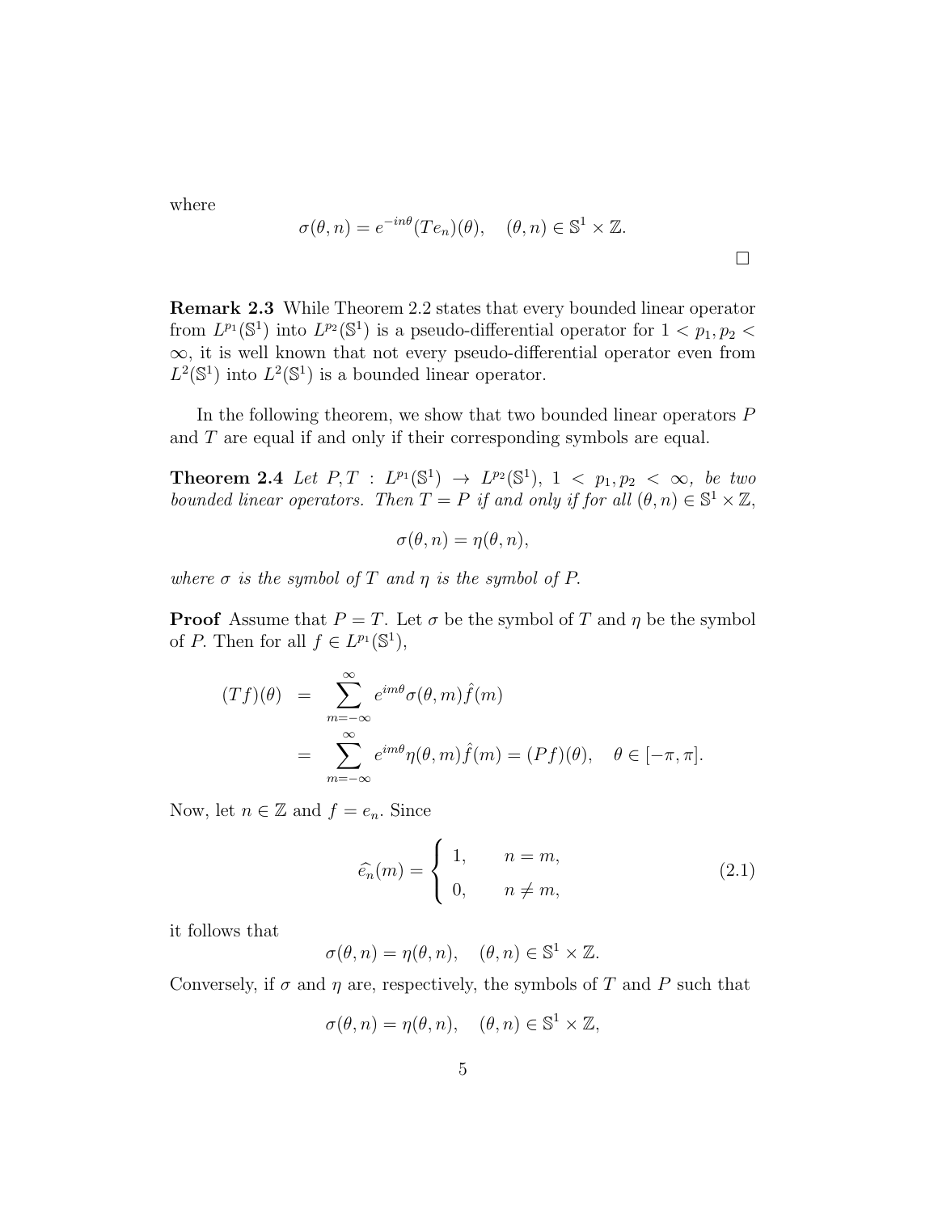where

$$\sigma(\theta, n) = e^{-in\theta}(Te_n)(\theta), \quad (\theta, n) \in \mathbb{S}^1 \times \mathbb{Z}.$$

$\square$

**Remark 2.3** While Theorem 2.2 states that every bounded linear operator from $L^{p_1}(\mathbb{S}^1)$ into $L^{p_2}(\mathbb{S}^1)$ is a pseudo-differential operator for $1 < p_1, p_2 < \infty$, it is well known that not every pseudo-differential operator even from $L^2(\mathbb{S}^1)$ into $L^2(\mathbb{S}^1)$ is a bounded linear operator.

In the following theorem, we show that two bounded linear operators $P$ and $T$ are equal if and only if their corresponding symbols are equal.

**Theorem 2.4** *Let $P, T : L^{p_1}(\mathbb{S}^1) \to L^{p_2}(\mathbb{S}^1)$, $1 < p_1, p_2 < \infty$, be two bounded linear operators. Then $T = P$ if and only if for all $(\theta, n) \in \mathbb{S}^1 \times \mathbb{Z}$,*

$$\sigma(\theta, n) = \eta(\theta, n),$$

*where $\sigma$ is the symbol of $T$ and $\eta$ is the symbol of $P$.*

**Proof** Assume that $P = T$. Let $\sigma$ be the symbol of $T$ and $\eta$ be the symbol of $P$. Then for all $f \in L^{p_1}(\mathbb{S}^1)$,

$$\begin{aligned} (Tf)(\theta) &= \sum_{m=-\infty}^{\infty} e^{im\theta} \sigma(\theta, m) \hat{f}(m) \\ &= \sum_{m=-\infty}^{\infty} e^{im\theta} \eta(\theta, m) \hat{f}(m) = (Pf)(\theta), \quad \theta \in [-\pi, \pi]. \end{aligned}$$

Now, let $n \in \mathbb{Z}$ and $f = e_n$. Since

$$\widehat{e_n}(m) = \begin{cases} 1, & n = m, \\ 0, & n \neq m, \end{cases} \tag{2.1}$$

it follows that

$$\sigma(\theta, n) = \eta(\theta, n), \quad (\theta, n) \in \mathbb{S}^1 \times \mathbb{Z}.$$

Conversely, if $\sigma$ and $\eta$ are, respectively, the symbols of $T$ and $P$ such that

$$\sigma(\theta, n) = \eta(\theta, n), \quad (\theta, n) \in \mathbb{S}^1 \times \mathbb{Z},$$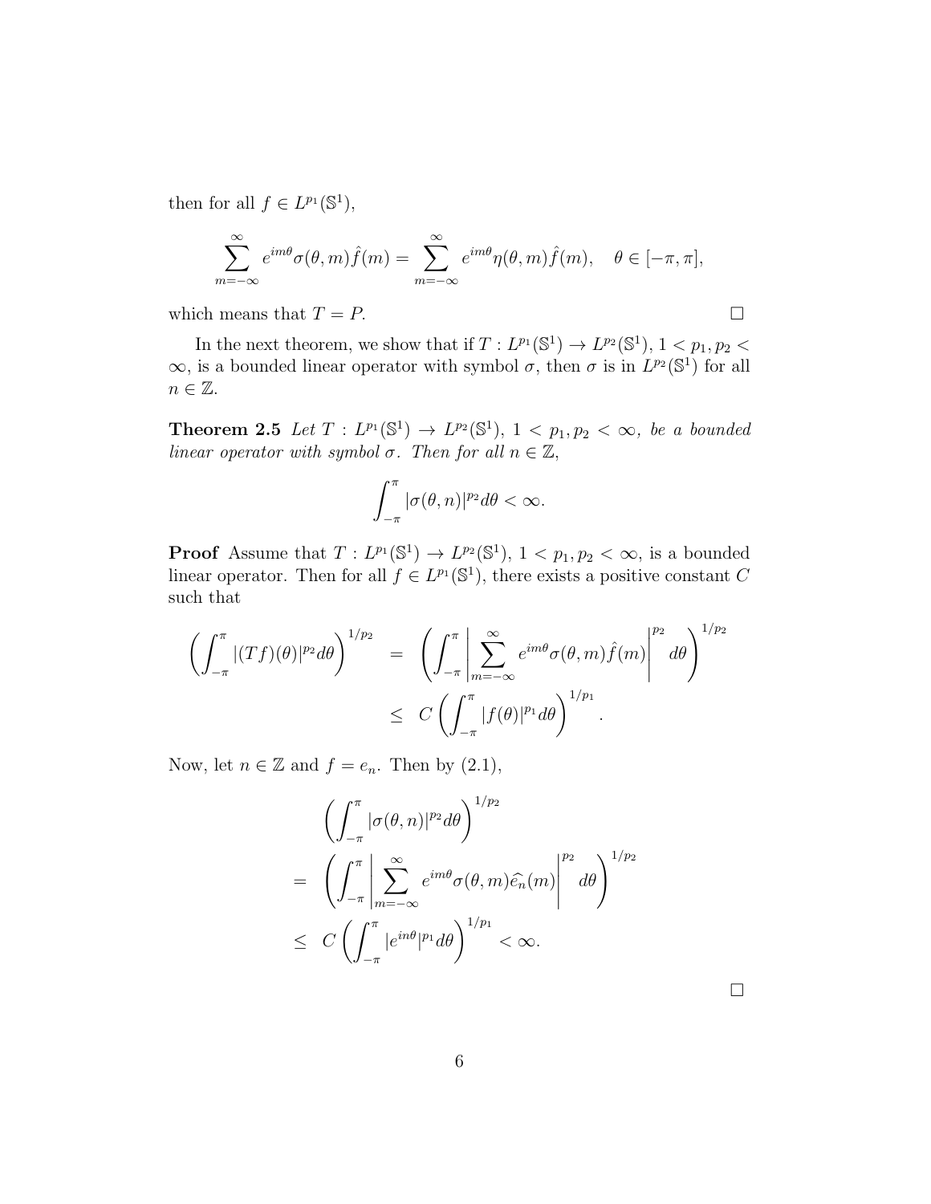then for all $f \in L^{p_1}(\mathbb{S}^1)$,

$$\sum_{m=-\infty}^{\infty} e^{im\theta}\sigma(\theta, m)\hat{f}(m) = \sum_{m=-\infty}^{\infty} e^{im\theta}\eta(\theta, m)\hat{f}(m), \quad \theta \in [-\pi, \pi],$$

which means that $T = P$. $\square$

In the next theorem, we show that if $T : L^{p_1}(\mathbb{S}^1) \to L^{p_2}(\mathbb{S}^1)$, $1 < p_1, p_2 < \infty$, is a bounded linear operator with symbol $\sigma$, then $\sigma$ is in $L^{p_2}(\mathbb{S}^1)$ for all $n \in \mathbb{Z}$.

**Theorem 2.5** *Let $T : L^{p_1}(\mathbb{S}^1) \to L^{p_2}(\mathbb{S}^1)$, $1 < p_1, p_2 < \infty$, be a bounded linear operator with symbol $\sigma$. Then for all $n \in \mathbb{Z}$,*

$$\int_{-\pi}^{\pi} |\sigma(\theta, n)|^{p_2} d\theta < \infty.$$

**Proof** Assume that $T : L^{p_1}(\mathbb{S}^1) \to L^{p_2}(\mathbb{S}^1)$, $1 < p_1, p_2 < \infty$, is a bounded linear operator. Then for all $f \in L^{p_1}(\mathbb{S}^1)$, there exists a positive constant $C$ such that

$$\begin{aligned}
\left( \int_{-\pi}^{\pi} |(Tf)(\theta)|^{p_2} d\theta \right)^{1/p_2} &= \left( \int_{-\pi}^{\pi} \left| \sum_{m=-\infty}^{\infty} e^{im\theta}\sigma(\theta, m)\hat{f}(m) \right|^{p_2} d\theta \right)^{1/p_2} \\
&\leq C \left( \int_{-\pi}^{\pi} |f(\theta)|^{p_1} d\theta \right)^{1/p_1}.
\end{aligned}$$

Now, let $n \in \mathbb{Z}$ and $f = e_n$. Then by (2.1),

$$\begin{aligned}
& \left( \int_{-\pi}^{\pi} |\sigma(\theta, n)|^{p_2} d\theta \right)^{1/p_2} \\
= & \left( \int_{-\pi}^{\pi} \left| \sum_{m=-\infty}^{\infty} e^{im\theta}\sigma(\theta, m)\widehat{e_n}(m) \right|^{p_2} d\theta \right)^{1/p_2} \\
\leq & \; C \left( \int_{-\pi}^{\pi} |e^{in\theta}|^{p_1} d\theta \right)^{1/p_1} < \infty.
\end{aligned}$$

$\square$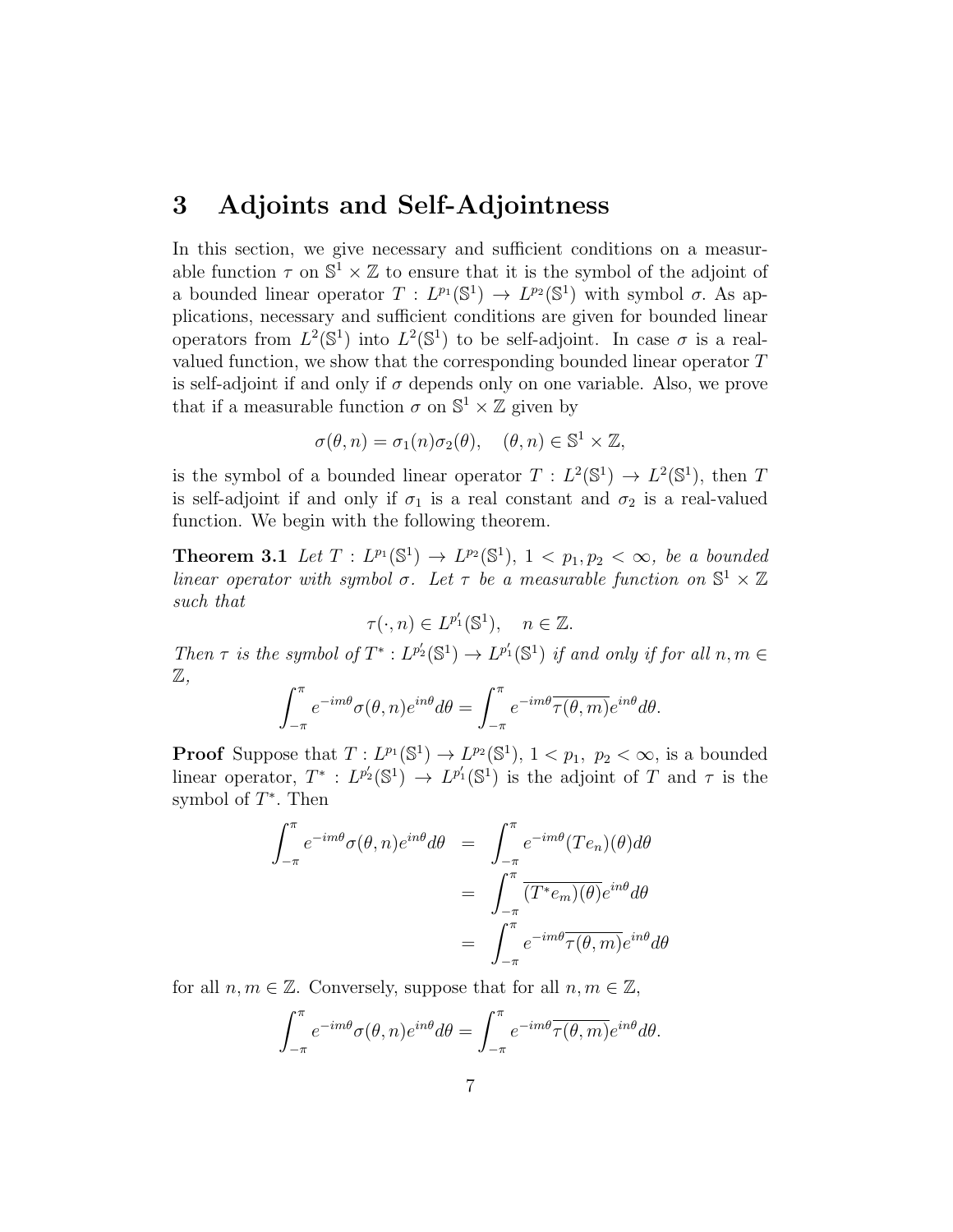## 3 Adjoints and Self-Adjointness

In this section, we give necessary and sufficient conditions on a measurable function $\tau$ on $\mathbb{S}^1 \times \mathbb{Z}$ to ensure that it is the symbol of the adjoint of a bounded linear operator $T : L^{p_1}(\mathbb{S}^1) \to L^{p_2}(\mathbb{S}^1)$ with symbol $\sigma$. As applications, necessary and sufficient conditions are given for bounded linear operators from $L^2(\mathbb{S}^1)$ into $L^2(\mathbb{S}^1)$ to be self-adjoint. In case $\sigma$ is a real-valued function, we show that the corresponding bounded linear operator $T$ is self-adjoint if and only if $\sigma$ depends only on one variable. Also, we prove that if a measurable function $\sigma$ on $\mathbb{S}^1 \times \mathbb{Z}$ given by

$$\sigma(\theta, n) = \sigma_1(n)\sigma_2(\theta), \quad (\theta, n) \in \mathbb{S}^1 \times \mathbb{Z},$$

is the symbol of a bounded linear operator $T : L^2(\mathbb{S}^1) \to L^2(\mathbb{S}^1)$, then $T$ is self-adjoint if and only if $\sigma_1$ is a real constant and $\sigma_2$ is a real-valued function. We begin with the following theorem.

**Theorem 3.1** *Let $T : L^{p_1}(\mathbb{S}^1) \to L^{p_2}(\mathbb{S}^1)$, $1 < p_1, p_2 < \infty$, be a bounded linear operator with symbol $\sigma$. Let $\tau$ be a measurable function on $\mathbb{S}^1 \times \mathbb{Z}$ such that*

$$\tau(\cdot, n) \in L^{p_1'}(\mathbb{S}^1), \quad n \in \mathbb{Z}.$$

*Then $\tau$ is the symbol of $T^* : L^{p_2'}(\mathbb{S}^1) \to L^{p_1'}(\mathbb{S}^1)$ if and only if for all $n, m \in \mathbb{Z}$,*

$$\int_{-\pi}^{\pi} e^{-im\theta}\sigma(\theta, n)e^{in\theta}d\theta = \int_{-\pi}^{\pi} e^{-im\theta}\overline{\tau(\theta, m)}e^{in\theta}d\theta.$$

**Proof** Suppose that $T : L^{p_1}(\mathbb{S}^1) \to L^{p_2}(\mathbb{S}^1)$, $1 < p_1,\ p_2 < \infty$, is a bounded linear operator, $T^* : L^{p_2'}(\mathbb{S}^1) \to L^{p_1'}(\mathbb{S}^1)$ is the adjoint of $T$ and $\tau$ is the symbol of $T^*$. Then

$$\begin{aligned}
\int_{-\pi}^{\pi} e^{-im\theta}\sigma(\theta, n)e^{in\theta}d\theta &= \int_{-\pi}^{\pi} e^{-im\theta}(Te_n)(\theta)d\theta \\
&= \int_{-\pi}^{\pi} \overline{(T^*e_m)(\theta)}e^{in\theta}d\theta \\
&= \int_{-\pi}^{\pi} e^{-im\theta}\overline{\tau(\theta, m)}e^{in\theta}d\theta
\end{aligned}$$

for all $n, m \in \mathbb{Z}$. Conversely, suppose that for all $n, m \in \mathbb{Z}$,

$$\int_{-\pi}^{\pi} e^{-im\theta}\sigma(\theta, n)e^{in\theta}d\theta = \int_{-\pi}^{\pi} e^{-im\theta}\overline{\tau(\theta, m)}e^{in\theta}d\theta.$$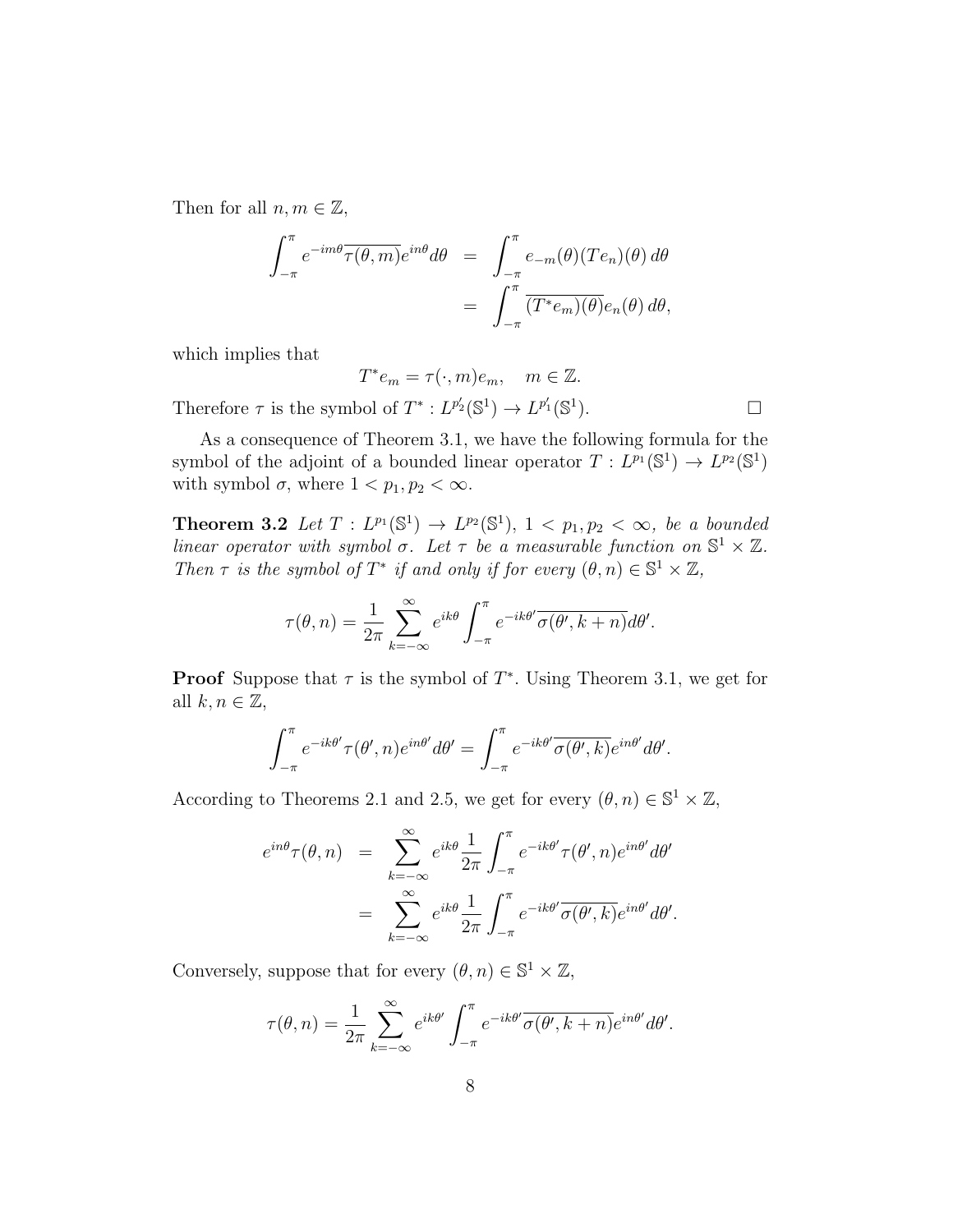Then for all $n, m \in \mathbb{Z}$,

$$\begin{aligned}
\int_{-\pi}^{\pi} e^{-im\theta}\overline{\tau(\theta,m)}e^{in\theta}d\theta &= \int_{-\pi}^{\pi} e_{-m}(\theta)(Te_n)(\theta)\,d\theta \\
&= \int_{-\pi}^{\pi} \overline{(T^*e_m)(\theta)}e_n(\theta)\,d\theta,
\end{aligned}$$

which implies that

$$T^*e_m = \tau(\cdot,m)e_m, \quad m \in \mathbb{Z}.$$

Therefore $\tau$ is the symbol of $T^* : L^{p_2'}(\mathbb{S}^1) \to L^{p_1'}(\mathbb{S}^1)$. □

As a consequence of Theorem 3.1, we have the following formula for the symbol of the adjoint of a bounded linear operator $T : L^{p_1}(\mathbb{S}^1) \to L^{p_2}(\mathbb{S}^1)$ with symbol $\sigma$, where $1 < p_1, p_2 < \infty$.

**Theorem 3.2** *Let $T : L^{p_1}(\mathbb{S}^1) \to L^{p_2}(\mathbb{S}^1)$, $1 < p_1, p_2 < \infty$, be a bounded linear operator with symbol $\sigma$. Let $\tau$ be a measurable function on $\mathbb{S}^1 \times \mathbb{Z}$. Then $\tau$ is the symbol of $T^*$ if and only if for every $(\theta, n) \in \mathbb{S}^1 \times \mathbb{Z}$,*

$$\tau(\theta,n) = \frac{1}{2\pi}\sum_{k=-\infty}^{\infty} e^{ik\theta}\int_{-\pi}^{\pi} e^{-ik\theta'}\overline{\sigma(\theta',k+n)}d\theta'.$$

**Proof** Suppose that $\tau$ is the symbol of $T^*$. Using Theorem 3.1, we get for all $k, n \in \mathbb{Z}$,

$$\int_{-\pi}^{\pi} e^{-ik\theta'}\tau(\theta',n)e^{in\theta'}d\theta' = \int_{-\pi}^{\pi} e^{-ik\theta'}\overline{\sigma(\theta',k)}e^{in\theta'}d\theta'.$$

According to Theorems 2.1 and 2.5, we get for every $(\theta, n) \in \mathbb{S}^1 \times \mathbb{Z}$,

$$\begin{aligned}
e^{in\theta}\tau(\theta,n) &= \sum_{k=-\infty}^{\infty} e^{ik\theta}\frac{1}{2\pi}\int_{-\pi}^{\pi} e^{-ik\theta'}\tau(\theta',n)e^{in\theta'}d\theta' \\
&= \sum_{k=-\infty}^{\infty} e^{ik\theta}\frac{1}{2\pi}\int_{-\pi}^{\pi} e^{-ik\theta'}\overline{\sigma(\theta',k)}e^{in\theta'}d\theta'.
\end{aligned}$$

Conversely, suppose that for every $(\theta, n) \in \mathbb{S}^1 \times \mathbb{Z}$,

$$\tau(\theta,n) = \frac{1}{2\pi}\sum_{k=-\infty}^{\infty} e^{ik\theta'}\int_{-\pi}^{\pi} e^{-ik\theta'}\overline{\sigma(\theta',k+n)}e^{in\theta'}d\theta'.$$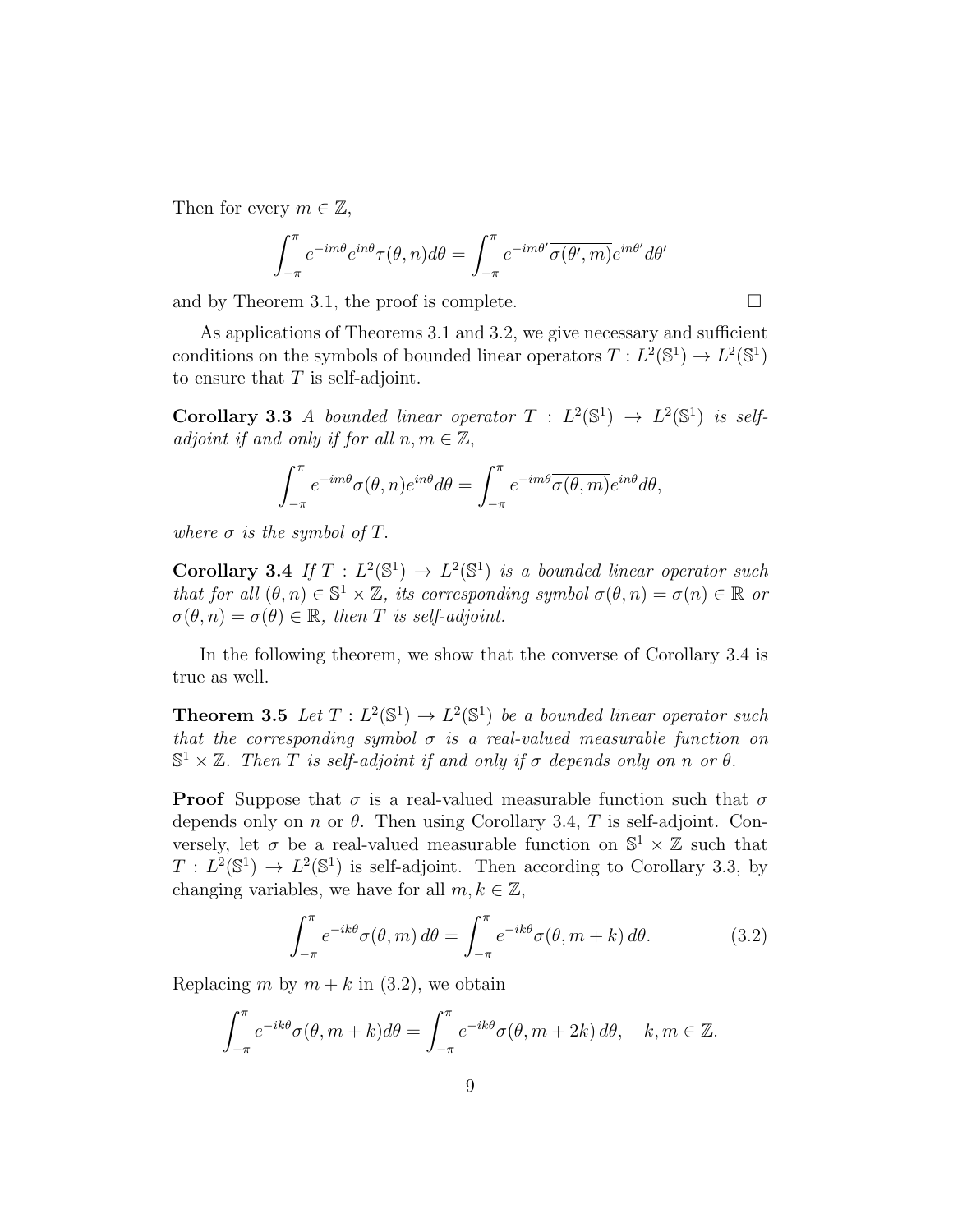Then for every $m \in \mathbb{Z}$,

$$\int_{-\pi}^{\pi} e^{-im\theta} e^{in\theta} \tau(\theta, n) d\theta = \int_{-\pi}^{\pi} e^{-im\theta'} \overline{\sigma(\theta', m)} e^{in\theta'} d\theta'$$

and by Theorem 3.1, the proof is complete. □

As applications of Theorems 3.1 and 3.2, we give necessary and sufficient conditions on the symbols of bounded linear operators $T : L^2(\mathbb{S}^1) \to L^2(\mathbb{S}^1)$ to ensure that $T$ is self-adjoint.

**Corollary 3.3** *A bounded linear operator $T : L^2(\mathbb{S}^1) \to L^2(\mathbb{S}^1)$ is self-adjoint if and only if for all $n, m \in \mathbb{Z}$,*

$$\int_{-\pi}^{\pi} e^{-im\theta} \sigma(\theta, n) e^{in\theta} d\theta = \int_{-\pi}^{\pi} e^{-im\theta} \overline{\sigma(\theta, m)} e^{in\theta} d\theta,$$

*where $\sigma$ is the symbol of $T$.*

**Corollary 3.4** *If $T : L^2(\mathbb{S}^1) \to L^2(\mathbb{S}^1)$ is a bounded linear operator such that for all $(\theta, n) \in \mathbb{S}^1 \times \mathbb{Z}$, its corresponding symbol $\sigma(\theta, n) = \sigma(n) \in \mathbb{R}$ or $\sigma(\theta, n) = \sigma(\theta) \in \mathbb{R}$, then $T$ is self-adjoint.*

In the following theorem, we show that the converse of Corollary 3.4 is true as well.

**Theorem 3.5** *Let $T : L^2(\mathbb{S}^1) \to L^2(\mathbb{S}^1)$ be a bounded linear operator such that the corresponding symbol $\sigma$ is a real-valued measurable function on $\mathbb{S}^1 \times \mathbb{Z}$. Then $T$ is self-adjoint if and only if $\sigma$ depends only on $n$ or $\theta$.*

**Proof** Suppose that $\sigma$ is a real-valued measurable function such that $\sigma$ depends only on $n$ or $\theta$. Then using Corollary 3.4, $T$ is self-adjoint. Conversely, let $\sigma$ be a real-valued measurable function on $\mathbb{S}^1 \times \mathbb{Z}$ such that $T : L^2(\mathbb{S}^1) \to L^2(\mathbb{S}^1)$ is self-adjoint. Then according to Corollary 3.3, by changing variables, we have for all $m, k \in \mathbb{Z}$,

$$\int_{-\pi}^{\pi} e^{-ik\theta} \sigma(\theta, m)\, d\theta = \int_{-\pi}^{\pi} e^{-ik\theta} \sigma(\theta, m + k)\, d\theta. \tag{3.2}$$

Replacing $m$ by $m + k$ in (3.2), we obtain

$$\int_{-\pi}^{\pi} e^{-ik\theta} \sigma(\theta, m + k) d\theta = \int_{-\pi}^{\pi} e^{-ik\theta} \sigma(\theta, m + 2k)\, d\theta, \quad k, m \in \mathbb{Z}.$$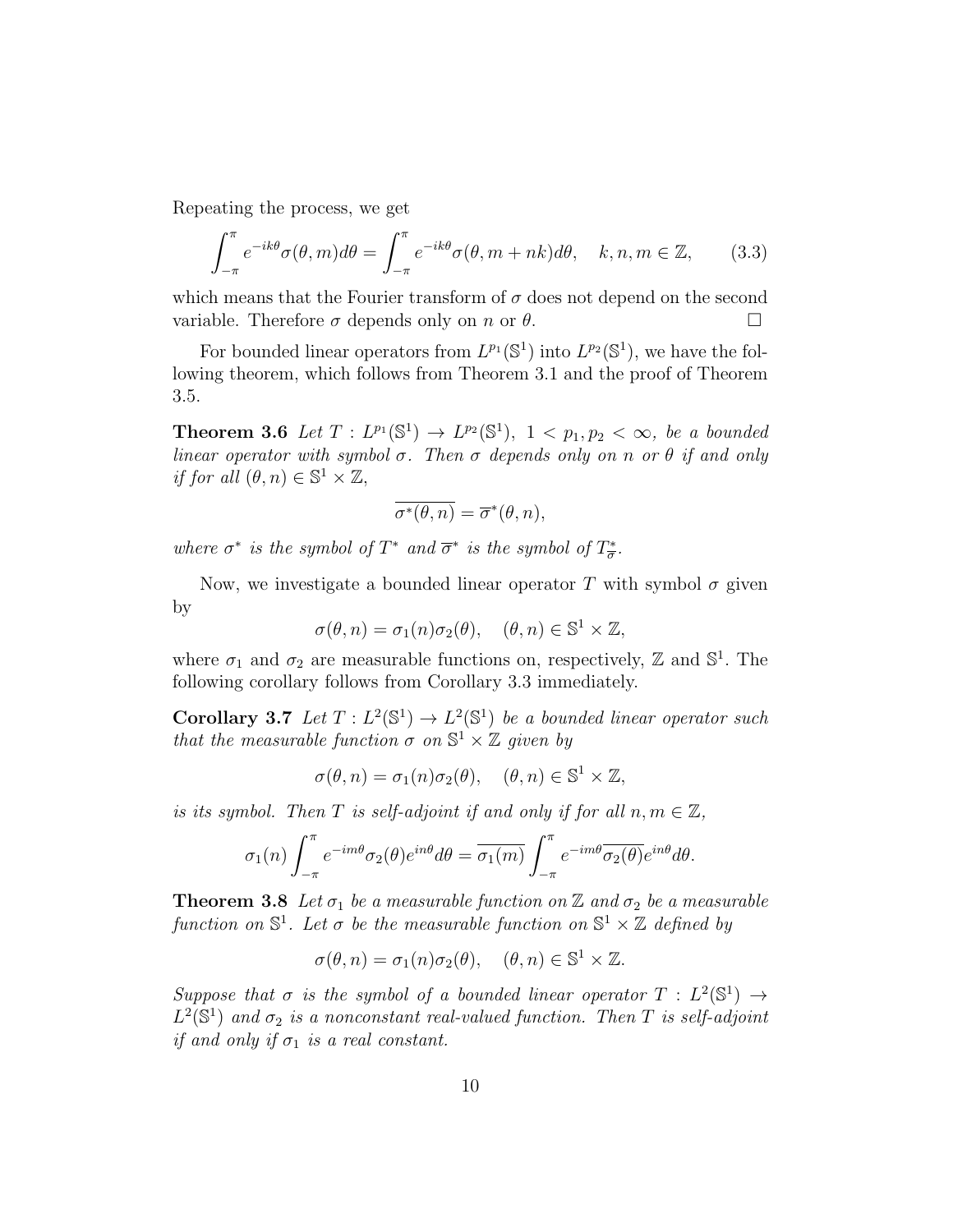Repeating the process, we get

$$\int_{-\pi}^{\pi} e^{-ik\theta}\sigma(\theta,m)d\theta = \int_{-\pi}^{\pi} e^{-ik\theta}\sigma(\theta,m+nk)d\theta, \quad k,n,m\in\mathbb{Z}, \tag{3.3}$$

which means that the Fourier transform of $\sigma$ does not depend on the second variable. Therefore $\sigma$ depends only on $n$ or $\theta$. □

For bounded linear operators from $L^{p_1}(\mathbb{S}^1)$ into $L^{p_2}(\mathbb{S}^1)$, we have the following theorem, which follows from Theorem 3.1 and the proof of Theorem 3.5.

**Theorem 3.6** *Let $T: L^{p_1}(\mathbb{S}^1) \to L^{p_2}(\mathbb{S}^1)$, $1 < p_1, p_2 < \infty$, be a bounded linear operator with symbol $\sigma$. Then $\sigma$ depends only on $n$ or $\theta$ if and only if for all $(\theta, n) \in \mathbb{S}^1 \times \mathbb{Z}$,*

$$\overline{\sigma^*(\theta,n)} = \overline{\sigma}^*(\theta,n),$$

*where $\sigma^*$ is the symbol of $T^*$ and $\overline{\sigma}^*$ is the symbol of $T^*_{\overline{\sigma}}$.*

Now, we investigate a bounded linear operator $T$ with symbol $\sigma$ given by

$$\sigma(\theta,n) = \sigma_1(n)\sigma_2(\theta), \quad (\theta,n)\in\mathbb{S}^1\times\mathbb{Z},$$

where $\sigma_1$ and $\sigma_2$ are measurable functions on, respectively, $\mathbb{Z}$ and $\mathbb{S}^1$. The following corollary follows from Corollary 3.3 immediately.

**Corollary 3.7** *Let $T: L^2(\mathbb{S}^1) \to L^2(\mathbb{S}^1)$ be a bounded linear operator such that the measurable function $\sigma$ on $\mathbb{S}^1 \times \mathbb{Z}$ given by*

$$\sigma(\theta,n) = \sigma_1(n)\sigma_2(\theta), \quad (\theta,n)\in\mathbb{S}^1\times\mathbb{Z},$$

*is its symbol. Then $T$ is self-adjoint if and only if for all $n, m \in \mathbb{Z}$,*

$$\sigma_1(n)\int_{-\pi}^{\pi} e^{-im\theta}\sigma_2(\theta)e^{in\theta}d\theta = \overline{\sigma_1(m)}\int_{-\pi}^{\pi} e^{-im\theta}\overline{\sigma_2(\theta)}e^{in\theta}d\theta.$$

**Theorem 3.8** *Let $\sigma_1$ be a measurable function on $\mathbb{Z}$ and $\sigma_2$ be a measurable function on $\mathbb{S}^1$. Let $\sigma$ be the measurable function on $\mathbb{S}^1 \times \mathbb{Z}$ defined by*

$$\sigma(\theta,n) = \sigma_1(n)\sigma_2(\theta), \quad (\theta,n)\in\mathbb{S}^1\times\mathbb{Z}.$$

*Suppose that $\sigma$ is the symbol of a bounded linear operator $T: L^2(\mathbb{S}^1) \to L^2(\mathbb{S}^1)$ and $\sigma_2$ is a nonconstant real-valued function. Then $T$ is self-adjoint if and only if $\sigma_1$ is a real constant.*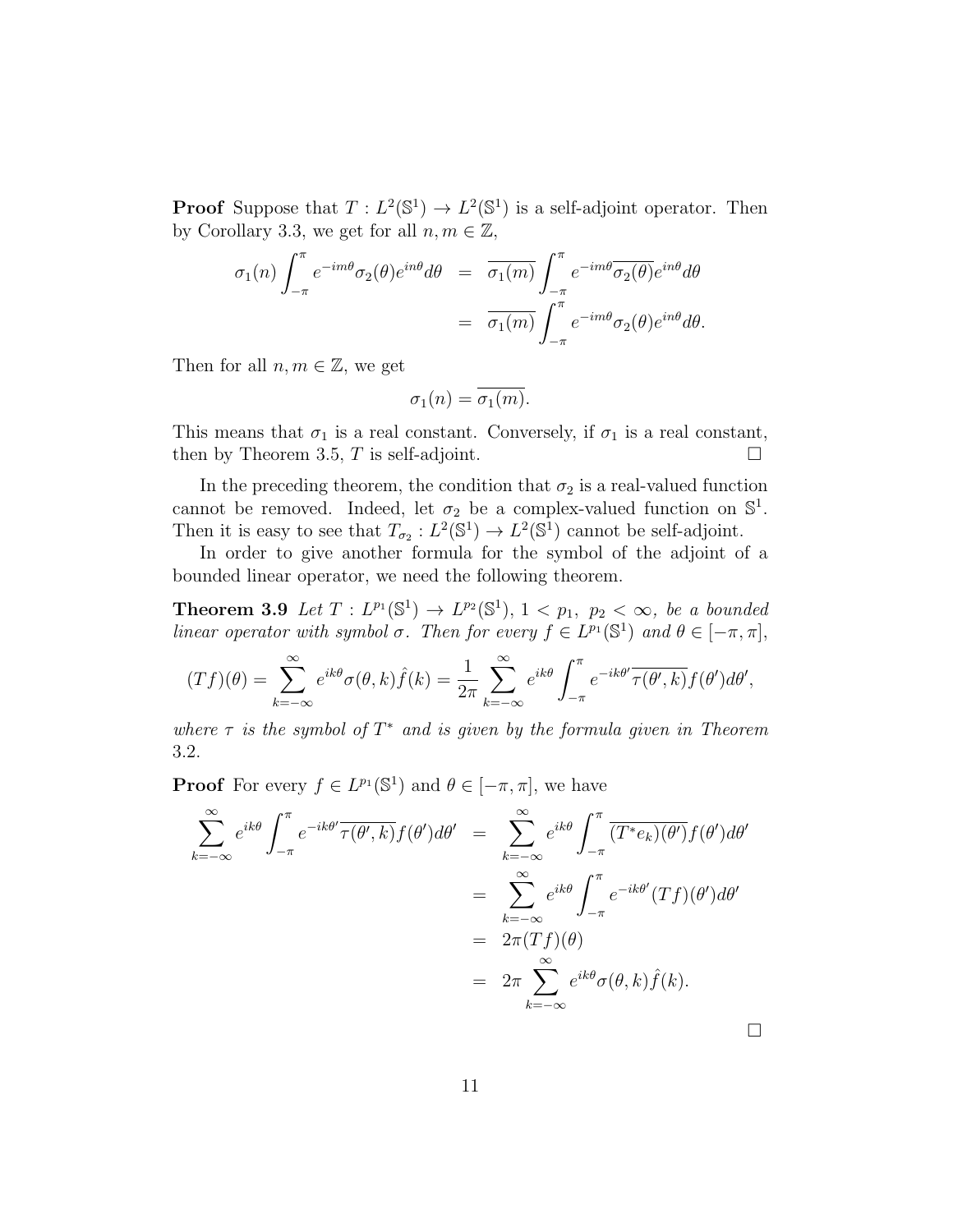**Proof** Suppose that $T : L^2(\mathbb{S}^1) \to L^2(\mathbb{S}^1)$ is a self-adjoint operator. Then by Corollary 3.3, we get for all $n, m \in \mathbb{Z}$,

$$
\begin{aligned}
\sigma_1(n) \int_{-\pi}^{\pi} e^{-im\theta} \sigma_2(\theta) e^{in\theta} d\theta &= \overline{\sigma_1(m)} \int_{-\pi}^{\pi} e^{-im\theta} \overline{\sigma_2(\theta)} e^{in\theta} d\theta \\
&= \overline{\sigma_1(m)} \int_{-\pi}^{\pi} e^{-im\theta} \sigma_2(\theta) e^{in\theta} d\theta.
\end{aligned}
$$

Then for all $n, m \in \mathbb{Z}$, we get

$$
\sigma_1(n) = \overline{\sigma_1(m)}.
$$

This means that $\sigma_1$ is a real constant. Conversely, if $\sigma_1$ is a real constant, then by Theorem 3.5, $T$ is self-adjoint. □

In the preceding theorem, the condition that $\sigma_2$ is a real-valued function cannot be removed. Indeed, let $\sigma_2$ be a complex-valued function on $\mathbb{S}^1$. Then it is easy to see that $T_{\sigma_2} : L^2(\mathbb{S}^1) \to L^2(\mathbb{S}^1)$ cannot be self-adjoint.

In order to give another formula for the symbol of the adjoint of a bounded linear operator, we need the following theorem.

**Theorem 3.9** *Let $T : L^{p_1}(\mathbb{S}^1) \to L^{p_2}(\mathbb{S}^1)$, $1 < p_1,\ p_2 < \infty$, be a bounded linear operator with symbol $\sigma$. Then for every $f \in L^{p_1}(\mathbb{S}^1)$ and $\theta \in [-\pi, \pi]$,*

$$
(Tf)(\theta) = \sum_{k=-\infty}^{\infty} e^{ik\theta} \sigma(\theta, k) \hat{f}(k) = \frac{1}{2\pi} \sum_{k=-\infty}^{\infty} e^{ik\theta} \int_{-\pi}^{\pi} e^{-ik\theta'} \overline{\tau(\theta', k)} f(\theta') d\theta',
$$

*where $\tau$ is the symbol of $T^*$ and is given by the formula given in Theorem 3.2.*

**Proof** For every $f \in L^{p_1}(\mathbb{S}^1)$ and $\theta \in [-\pi, \pi]$, we have

$$
\begin{aligned}
\sum_{k=-\infty}^{\infty} e^{ik\theta} \int_{-\pi}^{\pi} e^{-ik\theta'} \overline{\tau(\theta', k)} f(\theta') d\theta' &= \sum_{k=-\infty}^{\infty} e^{ik\theta} \int_{-\pi}^{\pi} \overline{(T^* e_k)(\theta')} f(\theta') d\theta' \\
&= \sum_{k=-\infty}^{\infty} e^{ik\theta} \int_{-\pi}^{\pi} e^{-ik\theta'} (Tf)(\theta') d\theta' \\
&= 2\pi (Tf)(\theta) \\
&= 2\pi \sum_{k=-\infty}^{\infty} e^{ik\theta} \sigma(\theta, k) \hat{f}(k).
\end{aligned}
$$

□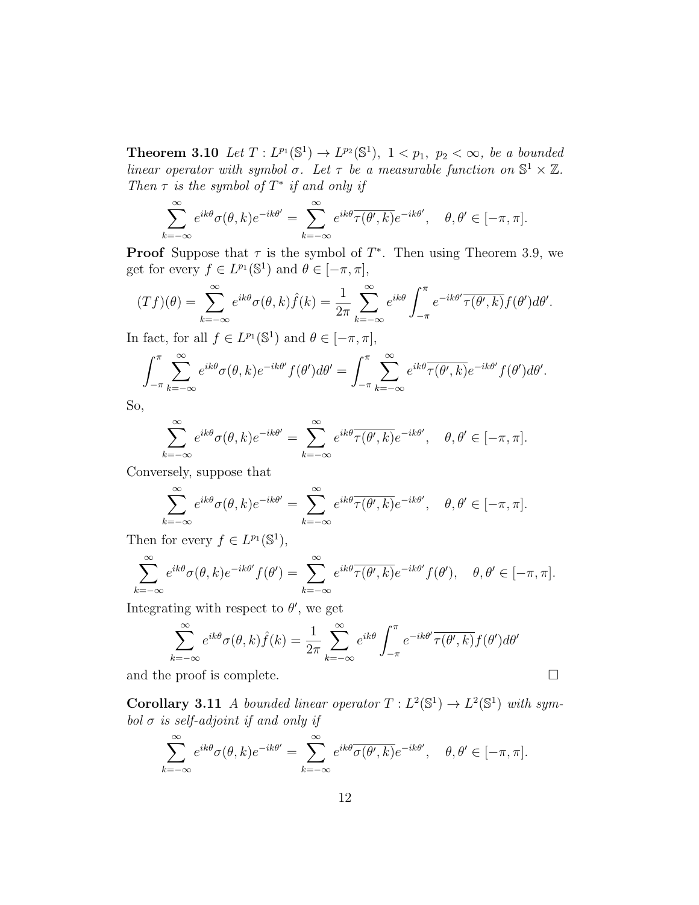**Theorem 3.10** *Let $T : L^{p_1}(\mathbb{S}^1) \to L^{p_2}(\mathbb{S}^1),\ 1 < p_1,\ p_2 < \infty$, be a bounded linear operator with symbol $\sigma$. Let $\tau$ be a measurable function on $\mathbb{S}^1 \times \mathbb{Z}$. Then $\tau$ is the symbol of $T^*$ if and only if*

$$\sum_{k=-\infty}^{\infty} e^{ik\theta}\sigma(\theta,k)e^{-ik\theta'} = \sum_{k=-\infty}^{\infty} e^{ik\theta}\overline{\tau(\theta',k)}e^{-ik\theta'}, \quad \theta,\theta' \in [-\pi,\pi].$$

**Proof** Suppose that $\tau$ is the symbol of $T^*$. Then using Theorem 3.9, we get for every $f \in L^{p_1}(\mathbb{S}^1)$ and $\theta \in [-\pi,\pi]$,

$$(Tf)(\theta) = \sum_{k=-\infty}^{\infty} e^{ik\theta}\sigma(\theta,k)\hat{f}(k) = \frac{1}{2\pi}\sum_{k=-\infty}^{\infty} e^{ik\theta}\int_{-\pi}^{\pi} e^{-ik\theta'}\overline{\tau(\theta',k)}f(\theta')d\theta'.$$

In fact, for all $f \in L^{p_1}(\mathbb{S}^1)$ and $\theta \in [-\pi,\pi]$,

$$\int_{-\pi}^{\pi}\sum_{k=-\infty}^{\infty} e^{ik\theta}\sigma(\theta,k)e^{-ik\theta'}f(\theta')d\theta' = \int_{-\pi}^{\pi}\sum_{k=-\infty}^{\infty} e^{ik\theta}\overline{\tau(\theta',k)}e^{-ik\theta'}f(\theta')d\theta'.$$

So,

$$\sum_{k=-\infty}^{\infty} e^{ik\theta}\sigma(\theta,k)e^{-ik\theta'} = \sum_{k=-\infty}^{\infty} e^{ik\theta}\overline{\tau(\theta',k)}e^{-ik\theta'}, \quad \theta,\theta' \in [-\pi,\pi].$$

Conversely, suppose that

$$\sum_{k=-\infty}^{\infty} e^{ik\theta}\sigma(\theta,k)e^{-ik\theta'} = \sum_{k=-\infty}^{\infty} e^{ik\theta}\overline{\tau(\theta',k)}e^{-ik\theta'}, \quad \theta,\theta' \in [-\pi,\pi].$$

Then for every $f \in L^{p_1}(\mathbb{S}^1)$,

$$\sum_{k=-\infty}^{\infty} e^{ik\theta}\sigma(\theta,k)e^{-ik\theta'}f(\theta') = \sum_{k=-\infty}^{\infty} e^{ik\theta}\overline{\tau(\theta',k)}e^{-ik\theta'}f(\theta'), \quad \theta,\theta' \in [-\pi,\pi].$$

Integrating with respect to $\theta'$, we get

$$\sum_{k=-\infty}^{\infty} e^{ik\theta}\sigma(\theta,k)\hat{f}(k) = \frac{1}{2\pi}\sum_{k=-\infty}^{\infty} e^{ik\theta}\int_{-\pi}^{\pi} e^{-ik\theta'}\overline{\tau(\theta',k)}f(\theta')d\theta'$$

and the proof is complete. □

**Corollary 3.11** *A bounded linear operator $T : L^2(\mathbb{S}^1) \to L^2(\mathbb{S}^1)$ with symbol $\sigma$ is self-adjoint if and only if*

$$\sum_{k=-\infty}^{\infty} e^{ik\theta}\sigma(\theta,k)e^{-ik\theta'} = \sum_{k=-\infty}^{\infty} e^{ik\theta}\overline{\sigma(\theta',k)}e^{-ik\theta'}, \quad \theta,\theta' \in [-\pi,\pi].$$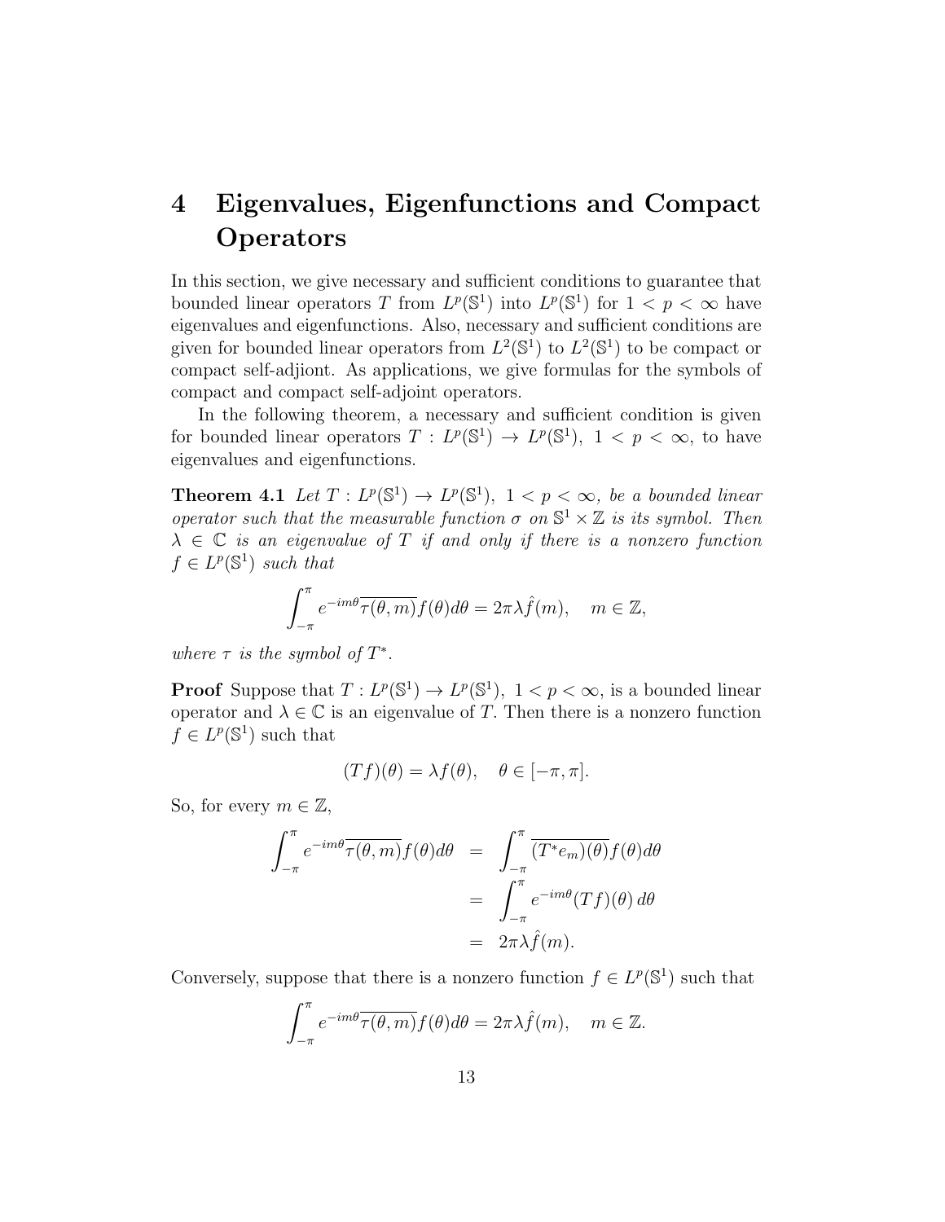# 4 Eigenvalues, Eigenfunctions and Compact Operators

In this section, we give necessary and sufficient conditions to guarantee that bounded linear operators $T$ from $L^p(\mathbb{S}^1)$ into $L^p(\mathbb{S}^1)$ for $1 < p < \infty$ have eigenvalues and eigenfunctions. Also, necessary and sufficient conditions are given for bounded linear operators from $L^2(\mathbb{S}^1)$ to $L^2(\mathbb{S}^1)$ to be compact or compact self-adjiont. As applications, we give formulas for the symbols of compact and compact self-adjoint operators.

In the following theorem, a necessary and sufficient condition is given for bounded linear operators $T : L^p(\mathbb{S}^1) \to L^p(\mathbb{S}^1),\ 1 < p < \infty$, to have eigenvalues and eigenfunctions.

**Theorem 4.1** *Let $T : L^p(\mathbb{S}^1) \to L^p(\mathbb{S}^1),\ 1 < p < \infty$, be a bounded linear operator such that the measurable function $\sigma$ on $\mathbb{S}^1 \times \mathbb{Z}$ is its symbol. Then $\lambda \in \mathbb{C}$ is an eigenvalue of $T$ if and only if there is a nonzero function $f \in L^p(\mathbb{S}^1)$ such that*

$$\int_{-\pi}^{\pi} e^{-im\theta}\overline{\tau(\theta, m)} f(\theta) d\theta = 2\pi\lambda \hat{f}(m), \quad m \in \mathbb{Z},$$

*where $\tau$ is the symbol of $T^*$.*

**Proof** Suppose that $T : L^p(\mathbb{S}^1) \to L^p(\mathbb{S}^1),\ 1 < p < \infty$, is a bounded linear operator and $\lambda \in \mathbb{C}$ is an eigenvalue of $T$. Then there is a nonzero function $f \in L^p(\mathbb{S}^1)$ such that

$$(Tf)(\theta) = \lambda f(\theta), \quad \theta \in [-\pi, \pi].$$

So, for every $m \in \mathbb{Z}$,

$$\begin{aligned}
\int_{-\pi}^{\pi} e^{-im\theta}\overline{\tau(\theta, m)} f(\theta) d\theta &= \int_{-\pi}^{\pi} \overline{(T^* e_m)(\theta)} f(\theta) d\theta \\
&= \int_{-\pi}^{\pi} e^{-im\theta} (Tf)(\theta)\, d\theta \\
&= 2\pi\lambda \hat{f}(m).
\end{aligned}$$

Conversely, suppose that there is a nonzero function $f \in L^p(\mathbb{S}^1)$ such that

$$\int_{-\pi}^{\pi} e^{-im\theta}\overline{\tau(\theta, m)} f(\theta) d\theta = 2\pi\lambda \hat{f}(m), \quad m \in \mathbb{Z}.$$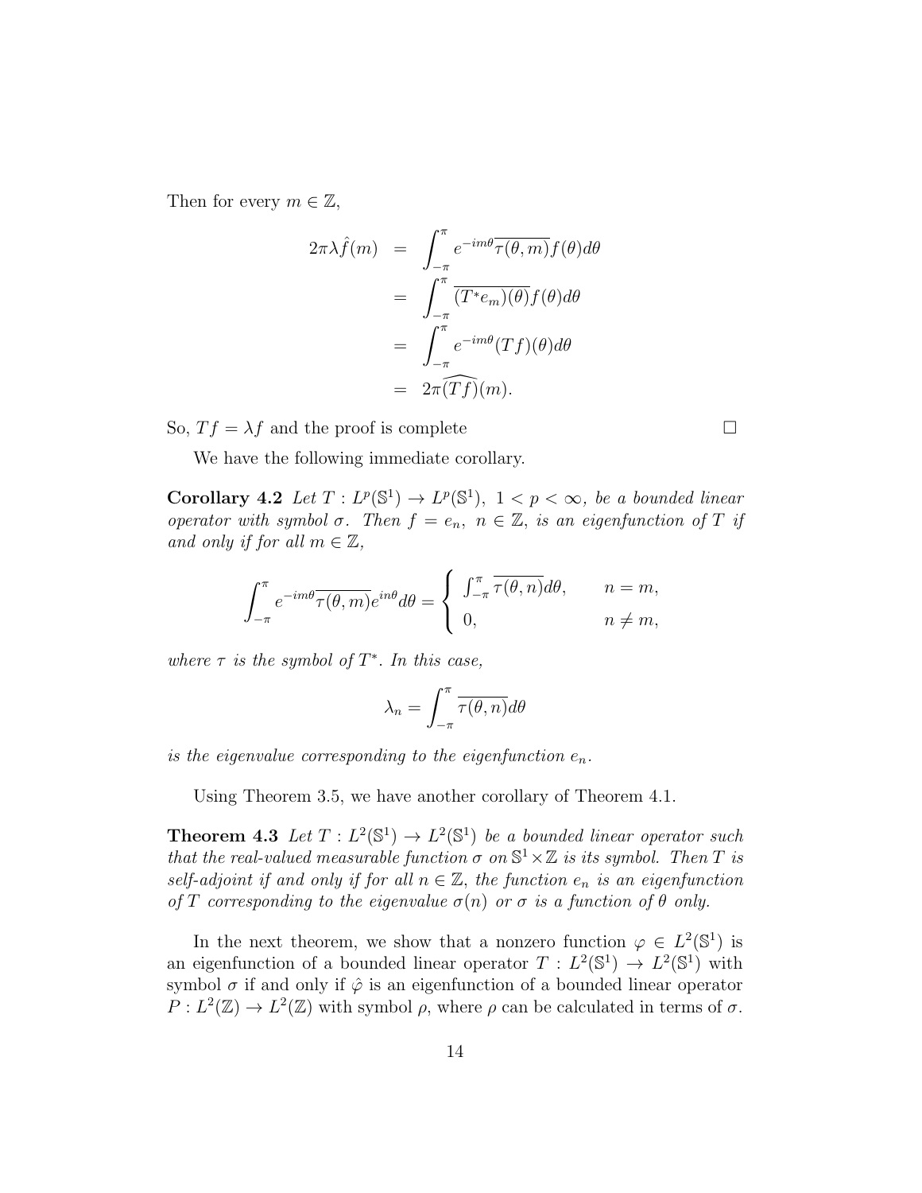Then for every $m \in \mathbb{Z}$,

$$
\begin{aligned}
2\pi\lambda\hat{f}(m) &= \int_{-\pi}^{\pi} e^{-im\theta}\overline{\tau(\theta,m)}f(\theta)d\theta \\
&= \int_{-\pi}^{\pi} \overline{(T^*e_m)(\theta)}f(\theta)d\theta \\
&= \int_{-\pi}^{\pi} e^{-im\theta}(Tf)(\theta)d\theta \\
&= 2\pi\widehat{(Tf)}(m).
\end{aligned}
$$

So, $Tf = \lambda f$ and the proof is complete □

We have the following immediate corollary.

**Corollary 4.2** *Let $T : L^p(\mathbb{S}^1) \to L^p(\mathbb{S}^1),\ 1 < p < \infty$, be a bounded linear operator with symbol $\sigma$. Then $f = e_n,\ n \in \mathbb{Z}$, is an eigenfunction of $T$ if and only if for all $m \in \mathbb{Z}$,*

$$
\int_{-\pi}^{\pi} e^{-im\theta}\overline{\tau(\theta,m)}e^{in\theta}d\theta = \begin{cases} \int_{-\pi}^{\pi}\overline{\tau(\theta,n)}d\theta, & n = m, \\ 0, & n \neq m, \end{cases}
$$

*where $\tau$ is the symbol of $T^*$. In this case,*

$$
\lambda_n = \int_{-\pi}^{\pi}\overline{\tau(\theta,n)}d\theta
$$

*is the eigenvalue corresponding to the eigenfunction $e_n$.*

Using Theorem 3.5, we have another corollary of Theorem 4.1.

**Theorem 4.3** *Let $T : L^2(\mathbb{S}^1) \to L^2(\mathbb{S}^1)$ be a bounded linear operator such that the real-valued measurable function $\sigma$ on $\mathbb{S}^1 \times \mathbb{Z}$ is its symbol. Then $T$ is self-adjoint if and only if for all $n \in \mathbb{Z}$, the function $e_n$ is an eigenfunction of $T$ corresponding to the eigenvalue $\sigma(n)$ or $\sigma$ is a function of $\theta$ only.*

In the next theorem, we show that a nonzero function $\varphi \in L^2(\mathbb{S}^1)$ is an eigenfunction of a bounded linear operator $T : L^2(\mathbb{S}^1) \to L^2(\mathbb{S}^1)$ with symbol $\sigma$ if and only if $\hat{\varphi}$ is an eigenfunction of a bounded linear operator $P : L^2(\mathbb{Z}) \to L^2(\mathbb{Z})$ with symbol $\rho$, where $\rho$ can be calculated in terms of $\sigma$.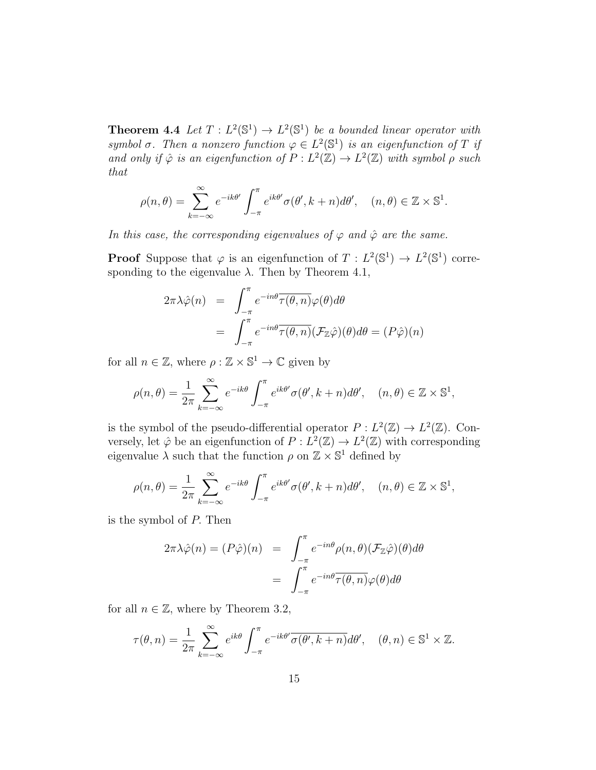**Theorem 4.4** *Let $T : L^2(\mathbb{S}^1) \to L^2(\mathbb{S}^1)$ be a bounded linear operator with symbol $\sigma$. Then a nonzero function $\varphi \in L^2(\mathbb{S}^1)$ is an eigenfunction of $T$ if and only if $\hat{\varphi}$ is an eigenfunction of $P : L^2(\mathbb{Z}) \to L^2(\mathbb{Z})$ with symbol $\rho$ such that*

$$\rho(n, \theta) = \sum_{k=-\infty}^{\infty} e^{-ik\theta'} \int_{-\pi}^{\pi} e^{ik\theta'} \sigma(\theta', k+n) d\theta', \quad (n, \theta) \in \mathbb{Z} \times \mathbb{S}^1.$$

*In this case, the corresponding eigenvalues of $\varphi$ and $\hat{\varphi}$ are the same.*

**Proof** Suppose that $\varphi$ is an eigenfunction of $T : L^2(\mathbb{S}^1) \to L^2(\mathbb{S}^1)$ corresponding to the eigenvalue $\lambda$. Then by Theorem 4.1,

$$\begin{aligned} 2\pi\lambda\hat{\varphi}(n) &= \int_{-\pi}^{\pi} e^{-in\theta} \overline{\tau(\theta, n)} \varphi(\theta) d\theta \\ &= \int_{-\pi}^{\pi} e^{-in\theta} \overline{\tau(\theta, n)} (\mathcal{F}_{\mathbb{Z}}\hat{\varphi})(\theta) d\theta = (P\hat{\varphi})(n) \end{aligned}$$

for all $n \in \mathbb{Z}$, where $\rho : \mathbb{Z} \times \mathbb{S}^1 \to \mathbb{C}$ given by

$$\rho(n, \theta) = \frac{1}{2\pi} \sum_{k=-\infty}^{\infty} e^{-ik\theta} \int_{-\pi}^{\pi} e^{ik\theta'} \sigma(\theta', k+n) d\theta', \quad (n, \theta) \in \mathbb{Z} \times \mathbb{S}^1,$$

is the symbol of the pseudo-differential operator $P : L^2(\mathbb{Z}) \to L^2(\mathbb{Z})$. Conversely, let $\hat{\varphi}$ be an eigenfunction of $P : L^2(\mathbb{Z}) \to L^2(\mathbb{Z})$ with corresponding eigenvalue $\lambda$ such that the function $\rho$ on $\mathbb{Z} \times \mathbb{S}^1$ defined by

$$\rho(n, \theta) = \frac{1}{2\pi} \sum_{k=-\infty}^{\infty} e^{-ik\theta} \int_{-\pi}^{\pi} e^{ik\theta'} \sigma(\theta', k+n) d\theta', \quad (n, \theta) \in \mathbb{Z} \times \mathbb{S}^1,$$

is the symbol of $P$. Then

$$\begin{aligned} 2\pi\lambda\hat{\varphi}(n) = (P\hat{\varphi})(n) &= \int_{-\pi}^{\pi} e^{-in\theta} \rho(n, \theta) (\mathcal{F}_{\mathbb{Z}}\hat{\varphi})(\theta) d\theta \\ &= \int_{-\pi}^{\pi} e^{-in\theta} \overline{\tau(\theta, n)} \varphi(\theta) d\theta \end{aligned}$$

for all $n \in \mathbb{Z}$, where by Theorem 3.2,

$$\tau(\theta, n) = \frac{1}{2\pi} \sum_{k=-\infty}^{\infty} e^{ik\theta} \int_{-\pi}^{\pi} e^{-ik\theta'} \overline{\sigma(\theta', k+n)} d\theta', \quad (\theta, n) \in \mathbb{S}^1 \times \mathbb{Z}.$$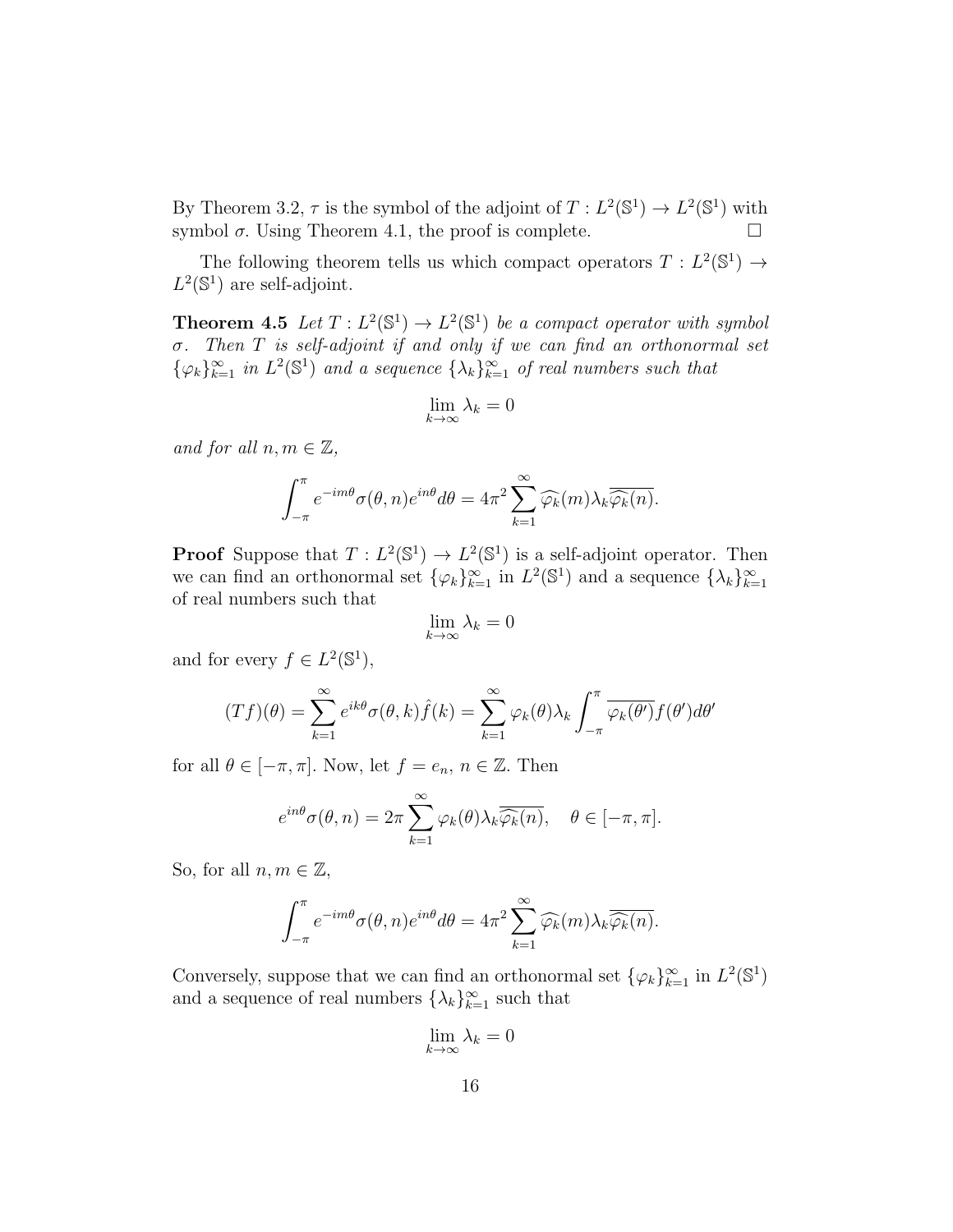By Theorem 3.2, $\tau$ is the symbol of the adjoint of $T : L^2(\mathbb{S}^1) \to L^2(\mathbb{S}^1)$ with symbol $\sigma$. Using Theorem 4.1, the proof is complete. $\square$

The following theorem tells us which compact operators $T : L^2(\mathbb{S}^1) \to L^2(\mathbb{S}^1)$ are self-adjoint.

**Theorem 4.5** *Let $T : L^2(\mathbb{S}^1) \to L^2(\mathbb{S}^1)$ be a compact operator with symbol $\sigma$. Then $T$ is self-adjoint if and only if we can find an orthonormal set $\{\varphi_k\}_{k=1}^{\infty}$ in $L^2(\mathbb{S}^1)$ and a sequence $\{\lambda_k\}_{k=1}^{\infty}$ of real numbers such that*

$$\lim_{k\to\infty} \lambda_k = 0$$

*and for all $n, m \in \mathbb{Z}$,*

$$\int_{-\pi}^{\pi} e^{-im\theta}\sigma(\theta, n)e^{in\theta}d\theta = 4\pi^2 \sum_{k=1}^{\infty} \widehat{\varphi_k}(m)\lambda_k\overline{\widehat{\varphi_k}(n)}.$$

**Proof** Suppose that $T : L^2(\mathbb{S}^1) \to L^2(\mathbb{S}^1)$ is a self-adjoint operator. Then we can find an orthonormal set $\{\varphi_k\}_{k=1}^{\infty}$ in $L^2(\mathbb{S}^1)$ and a sequence $\{\lambda_k\}_{k=1}^{\infty}$ of real numbers such that

$$\lim_{k\to\infty} \lambda_k = 0$$

and for every $f \in L^2(\mathbb{S}^1)$,

$$(Tf)(\theta) = \sum_{k=1}^{\infty} e^{ik\theta}\sigma(\theta, k)\hat{f}(k) = \sum_{k=1}^{\infty} \varphi_k(\theta)\lambda_k \int_{-\pi}^{\pi} \overline{\varphi_k(\theta')}f(\theta')d\theta'$$

for all $\theta \in [-\pi, \pi]$. Now, let $f = e_n$, $n \in \mathbb{Z}$. Then

$$e^{in\theta}\sigma(\theta, n) = 2\pi \sum_{k=1}^{\infty} \varphi_k(\theta)\lambda_k\overline{\widehat{\varphi_k}(n)}, \quad \theta \in [-\pi, \pi].$$

So, for all $n, m \in \mathbb{Z}$,

$$\int_{-\pi}^{\pi} e^{-im\theta}\sigma(\theta, n)e^{in\theta}d\theta = 4\pi^2 \sum_{k=1}^{\infty} \widehat{\varphi_k}(m)\lambda_k\overline{\widehat{\varphi_k}(n)}.$$

Conversely, suppose that we can find an orthonormal set $\{\varphi_k\}_{k=1}^{\infty}$ in $L^2(\mathbb{S}^1)$ and a sequence of real numbers $\{\lambda_k\}_{k=1}^{\infty}$ such that

$$\lim_{k\to\infty} \lambda_k = 0$$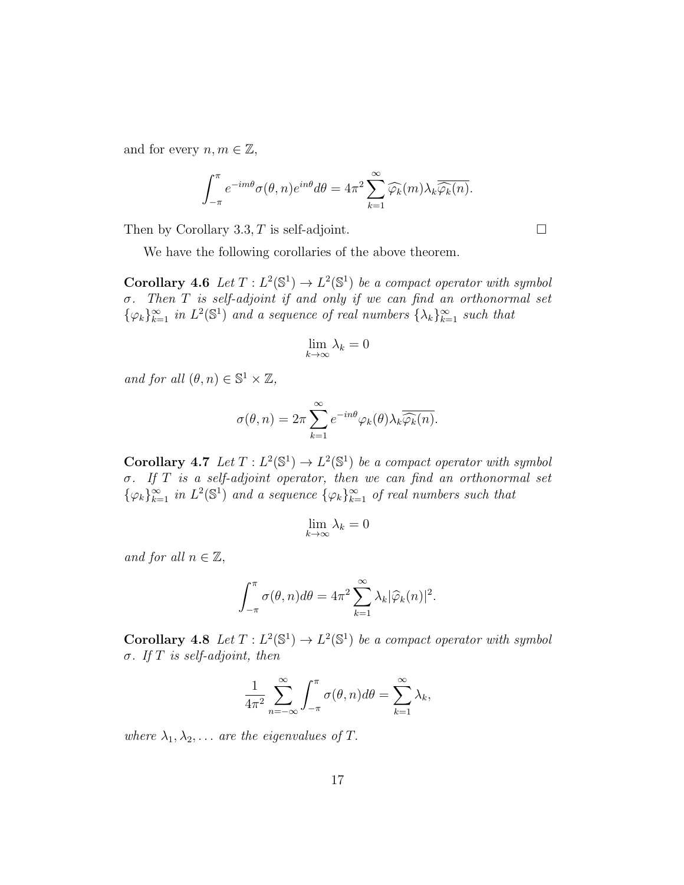and for every $n, m \in \mathbb{Z}$,

$$\int_{-\pi}^{\pi} e^{-im\theta}\sigma(\theta, n)e^{in\theta}d\theta = 4\pi^2 \sum_{k=1}^{\infty} \widehat{\varphi_k}(m)\lambda_k\overline{\widehat{\varphi_k}(n)}.$$

Then by Corollary 3.3, $T$ is self-adjoint. □

We have the following corollaries of the above theorem.

**Corollary 4.6** *Let $T : L^2(\mathbb{S}^1) \to L^2(\mathbb{S}^1)$ be a compact operator with symbol $\sigma$. Then $T$ is self-adjoint if and only if we can find an orthonormal set $\{\varphi_k\}_{k=1}^{\infty}$ in $L^2(\mathbb{S}^1)$ and a sequence of real numbers $\{\lambda_k\}_{k=1}^{\infty}$ such that*

$$\lim_{k\to\infty} \lambda_k = 0$$

*and for all $(\theta, n) \in \mathbb{S}^1 \times \mathbb{Z}$,*

$$\sigma(\theta, n) = 2\pi \sum_{k=1}^{\infty} e^{-in\theta}\varphi_k(\theta)\lambda_k\overline{\widehat{\varphi_k}(n)}.$$

**Corollary 4.7** *Let $T : L^2(\mathbb{S}^1) \to L^2(\mathbb{S}^1)$ be a compact operator with symbol $\sigma$. If $T$ is a self-adjoint operator, then we can find an orthonormal set $\{\varphi_k\}_{k=1}^{\infty}$ in $L^2(\mathbb{S}^1)$ and a sequence $\{\varphi_k\}_{k=1}^{\infty}$ of real numbers such that*

$$\lim_{k\to\infty} \lambda_k = 0$$

*and for all $n \in \mathbb{Z}$,*

$$\int_{-\pi}^{\pi} \sigma(\theta, n)d\theta = 4\pi^2 \sum_{k=1}^{\infty} \lambda_k |\widehat{\varphi}_k(n)|^2.$$

**Corollary 4.8** *Let $T : L^2(\mathbb{S}^1) \to L^2(\mathbb{S}^1)$ be a compact operator with symbol $\sigma$. If $T$ is self-adjoint, then*

$$\frac{1}{4\pi^2} \sum_{n=-\infty}^{\infty} \int_{-\pi}^{\pi} \sigma(\theta, n)d\theta = \sum_{k=1}^{\infty} \lambda_k,$$

*where $\lambda_1, \lambda_2, \ldots$ are the eigenvalues of $T$.*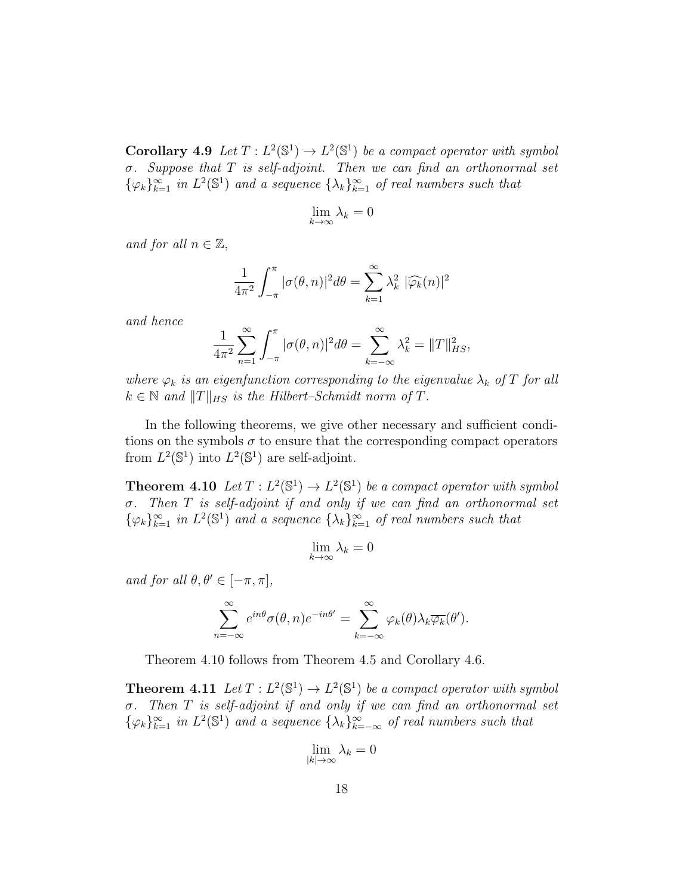**Corollary 4.9** *Let $T : L^2(\mathbb{S}^1) \to L^2(\mathbb{S}^1)$ be a compact operator with symbol $\sigma$. Suppose that $T$ is self-adjoint. Then we can find an orthonormal set $\{\varphi_k\}_{k=1}^{\infty}$ in $L^2(\mathbb{S}^1)$ and a sequence $\{\lambda_k\}_{k=1}^{\infty}$ of real numbers such that*

$$\lim_{k\to\infty} \lambda_k = 0$$

*and for all $n \in \mathbb{Z}$,*

$$\frac{1}{4\pi^2} \int_{-\pi}^{\pi} |\sigma(\theta, n)|^2 d\theta = \sum_{k=1}^{\infty} \lambda_k^2 \; |\widehat{\varphi_k}(n)|^2$$

*and hence*

$$\frac{1}{4\pi^2} \sum_{n=1}^{\infty} \int_{-\pi}^{\pi} |\sigma(\theta, n)|^2 d\theta = \sum_{k=-\infty}^{\infty} \lambda_k^2 = \|T\|_{HS}^2,$$

*where $\varphi_k$ is an eigenfunction corresponding to the eigenvalue $\lambda_k$ of $T$ for all $k \in \mathbb{N}$ and $\|T\|_{HS}$ is the Hilbert–Schmidt norm of $T$.*

In the following theorems, we give other necessary and sufficient conditions on the symbols $\sigma$ to ensure that the corresponding compact operators from $L^2(\mathbb{S}^1)$ into $L^2(\mathbb{S}^1)$ are self-adjoint.

**Theorem 4.10** *Let $T : L^2(\mathbb{S}^1) \to L^2(\mathbb{S}^1)$ be a compact operator with symbol $\sigma$. Then $T$ is self-adjoint if and only if we can find an orthonormal set $\{\varphi_k\}_{k=1}^{\infty}$ in $L^2(\mathbb{S}^1)$ and a sequence $\{\lambda_k\}_{k=1}^{\infty}$ of real numbers such that*

$$\lim_{k\to\infty} \lambda_k = 0$$

*and for all $\theta, \theta' \in [-\pi, \pi]$,*

$$\sum_{n=-\infty}^{\infty} e^{in\theta} \sigma(\theta, n) e^{-in\theta'} = \sum_{k=-\infty}^{\infty} \varphi_k(\theta) \lambda_k \overline{\varphi_k}(\theta').$$

Theorem 4.10 follows from Theorem 4.5 and Corollary 4.6.

**Theorem 4.11** *Let $T : L^2(\mathbb{S}^1) \to L^2(\mathbb{S}^1)$ be a compact operator with symbol $\sigma$. Then $T$ is self-adjoint if and only if we can find an orthonormal set $\{\varphi_k\}_{k=1}^{\infty}$ in $L^2(\mathbb{S}^1)$ and a sequence $\{\lambda_k\}_{k=-\infty}^{\infty}$ of real numbers such that*

$$\lim_{|k|\to\infty} \lambda_k = 0$$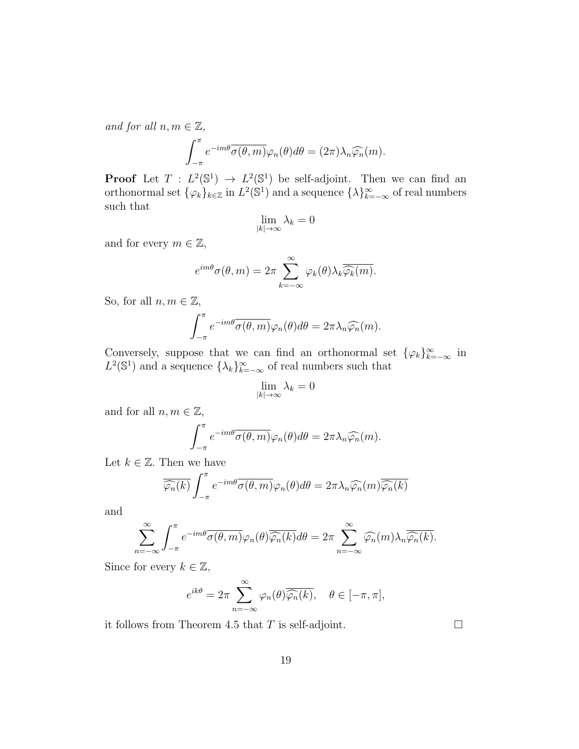*and for all $n, m \in \mathbb{Z}$,*

$$\int_{-\pi}^{\pi} e^{-im\theta}\overline{\sigma(\theta,m)}\varphi_n(\theta)d\theta = (2\pi)\lambda_n\widehat{\varphi_n}(m).$$

**Proof** Let $T : L^2(\mathbb{S}^1) \to L^2(\mathbb{S}^1)$ be self-adjoint. Then we can find an orthonormal set $\{\varphi_k\}_{k\in\mathbb{Z}}$ in $L^2(\mathbb{S}^1)$ and a sequence $\{\lambda\}_{k=-\infty}^{\infty}$ of real numbers such that

$$\lim_{|k|\to\infty} \lambda_k = 0$$

and for every $m \in \mathbb{Z}$,

$$e^{im\theta}\sigma(\theta,m) = 2\pi \sum_{k=-\infty}^{\infty} \varphi_k(\theta)\lambda_k\overline{\widehat{\varphi_k}(m)}.$$

So, for all $n, m \in \mathbb{Z}$,

$$\int_{-\pi}^{\pi} e^{-im\theta}\overline{\sigma(\theta,m)}\varphi_n(\theta)d\theta = 2\pi\lambda_n\widehat{\varphi_n}(m).$$

Conversely, suppose that we can find an orthonormal set $\{\varphi_k\}_{k=-\infty}^{\infty}$ in $L^2(\mathbb{S}^1)$ and a sequence $\{\lambda_k\}_{k=-\infty}^{\infty}$ of real numbers such that

$$\lim_{|k|\to\infty} \lambda_k = 0$$

and for all $n, m \in \mathbb{Z}$,

$$\int_{-\pi}^{\pi} e^{-im\theta}\overline{\sigma(\theta,m)}\varphi_n(\theta)d\theta = 2\pi\lambda_n\widehat{\varphi_n}(m).$$

Let $k \in \mathbb{Z}$. Then we have

$$\overline{\widehat{\varphi_n}(k)} \int_{-\pi}^{\pi} e^{-im\theta}\overline{\sigma(\theta,m)}\varphi_n(\theta)d\theta = 2\pi\lambda_n\widehat{\varphi_n}(m)\overline{\widehat{\varphi_n}(k)}$$

and

$$\sum_{n=-\infty}^{\infty} \int_{-\pi}^{\pi} e^{-im\theta}\overline{\sigma(\theta,m)}\varphi_n(\theta)\overline{\widehat{\varphi_n}(k)}d\theta = 2\pi \sum_{n=-\infty}^{\infty} \widehat{\varphi_n}(m)\lambda_n\overline{\widehat{\varphi_n}(k)}.$$

Since for every $k \in \mathbb{Z}$,

$$e^{ik\theta} = 2\pi \sum_{n=-\infty}^{\infty} \varphi_n(\theta)\overline{\widehat{\varphi_n}(k)}, \quad \theta \in [-\pi, \pi],$$

it follows from Theorem 4.5 that $T$ is self-adjoint. $\square$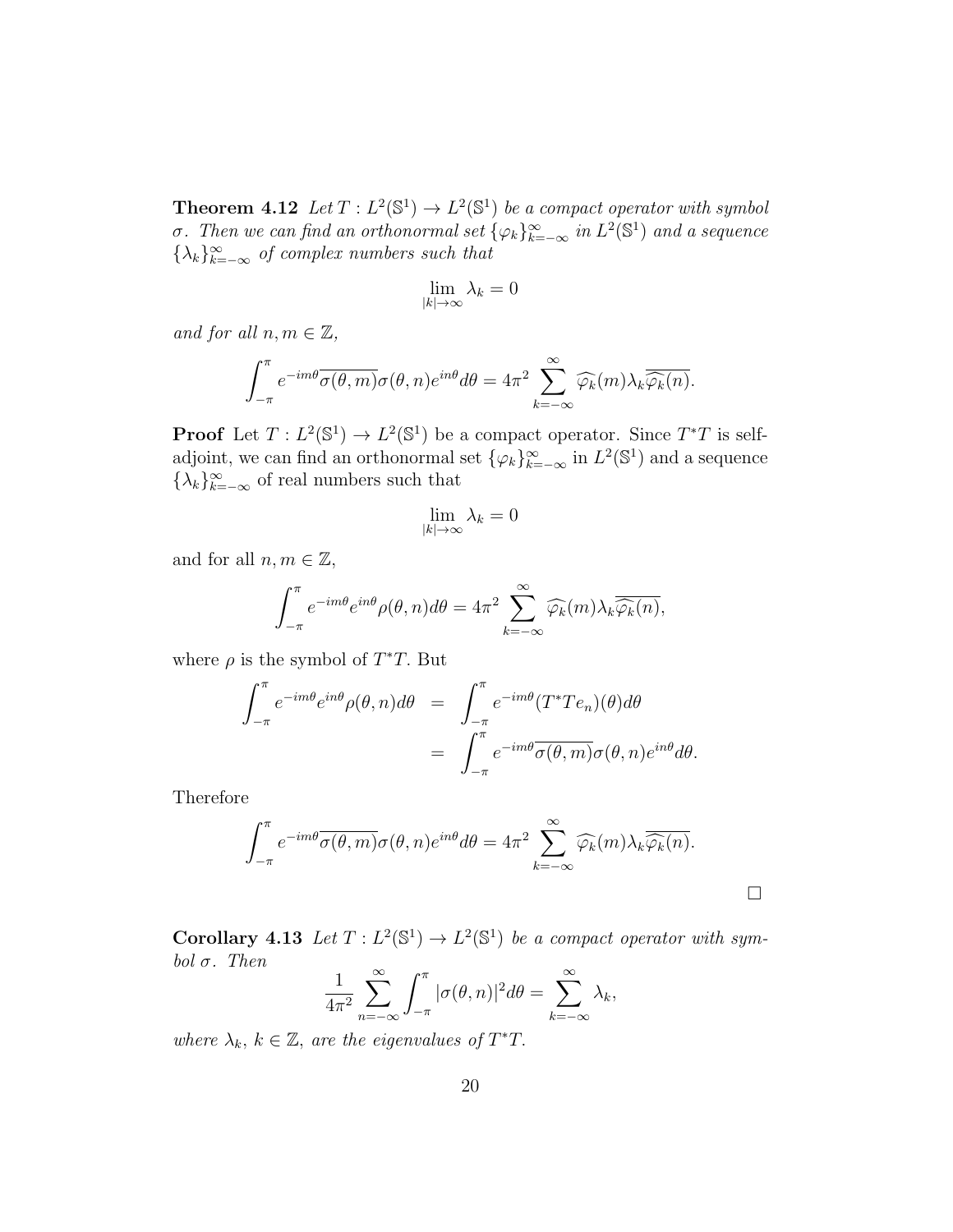**Theorem 4.12** *Let $T : L^2(\mathbb{S}^1) \to L^2(\mathbb{S}^1)$ be a compact operator with symbol $\sigma$. Then we can find an orthonormal set $\{\varphi_k\}_{k=-\infty}^{\infty}$ in $L^2(\mathbb{S}^1)$ and a sequence $\{\lambda_k\}_{k=-\infty}^{\infty}$ of complex numbers such that*

$$\lim_{|k|\to\infty} \lambda_k = 0$$

*and for all $n, m \in \mathbb{Z}$,*

$$\int_{-\pi}^{\pi} e^{-im\theta}\overline{\sigma(\theta,m)}\sigma(\theta,n)e^{in\theta}d\theta = 4\pi^2 \sum_{k=-\infty}^{\infty} \widehat{\varphi_k}(m)\lambda_k\overline{\widehat{\varphi_k}(n)}.$$

**Proof** Let $T : L^2(\mathbb{S}^1) \to L^2(\mathbb{S}^1)$ be a compact operator. Since $T^*T$ is self-adjoint, we can find an orthonormal set $\{\varphi_k\}_{k=-\infty}^{\infty}$ in $L^2(\mathbb{S}^1)$ and a sequence $\{\lambda_k\}_{k=-\infty}^{\infty}$ of real numbers such that

$$\lim_{|k|\to\infty} \lambda_k = 0$$

and for all $n, m \in \mathbb{Z}$,

$$\int_{-\pi}^{\pi} e^{-im\theta}e^{in\theta}\rho(\theta,n)d\theta = 4\pi^2 \sum_{k=-\infty}^{\infty} \widehat{\varphi_k}(m)\lambda_k\overline{\widehat{\varphi_k}(n)},$$

where $\rho$ is the symbol of $T^*T$. But

$$\begin{aligned}\int_{-\pi}^{\pi} e^{-im\theta}e^{in\theta}\rho(\theta,n)d\theta &= \int_{-\pi}^{\pi} e^{-im\theta}(T^*Te_n)(\theta)d\theta \\ &= \int_{-\pi}^{\pi} e^{-im\theta}\overline{\sigma(\theta,m)}\sigma(\theta,n)e^{in\theta}d\theta.\end{aligned}$$

Therefore

$$\int_{-\pi}^{\pi} e^{-im\theta}\overline{\sigma(\theta,m)}\sigma(\theta,n)e^{in\theta}d\theta = 4\pi^2 \sum_{k=-\infty}^{\infty} \widehat{\varphi_k}(m)\lambda_k\overline{\widehat{\varphi_k}(n)}.$$

□

**Corollary 4.13** *Let $T : L^2(\mathbb{S}^1) \to L^2(\mathbb{S}^1)$ be a compact operator with symbol $\sigma$. Then*

$$\frac{1}{4\pi^2}\sum_{n=-\infty}^{\infty}\int_{-\pi}^{\pi} |\sigma(\theta,n)|^2 d\theta = \sum_{k=-\infty}^{\infty} \lambda_k,$$

*where $\lambda_k$, $k \in \mathbb{Z}$, are the eigenvalues of $T^*T$.*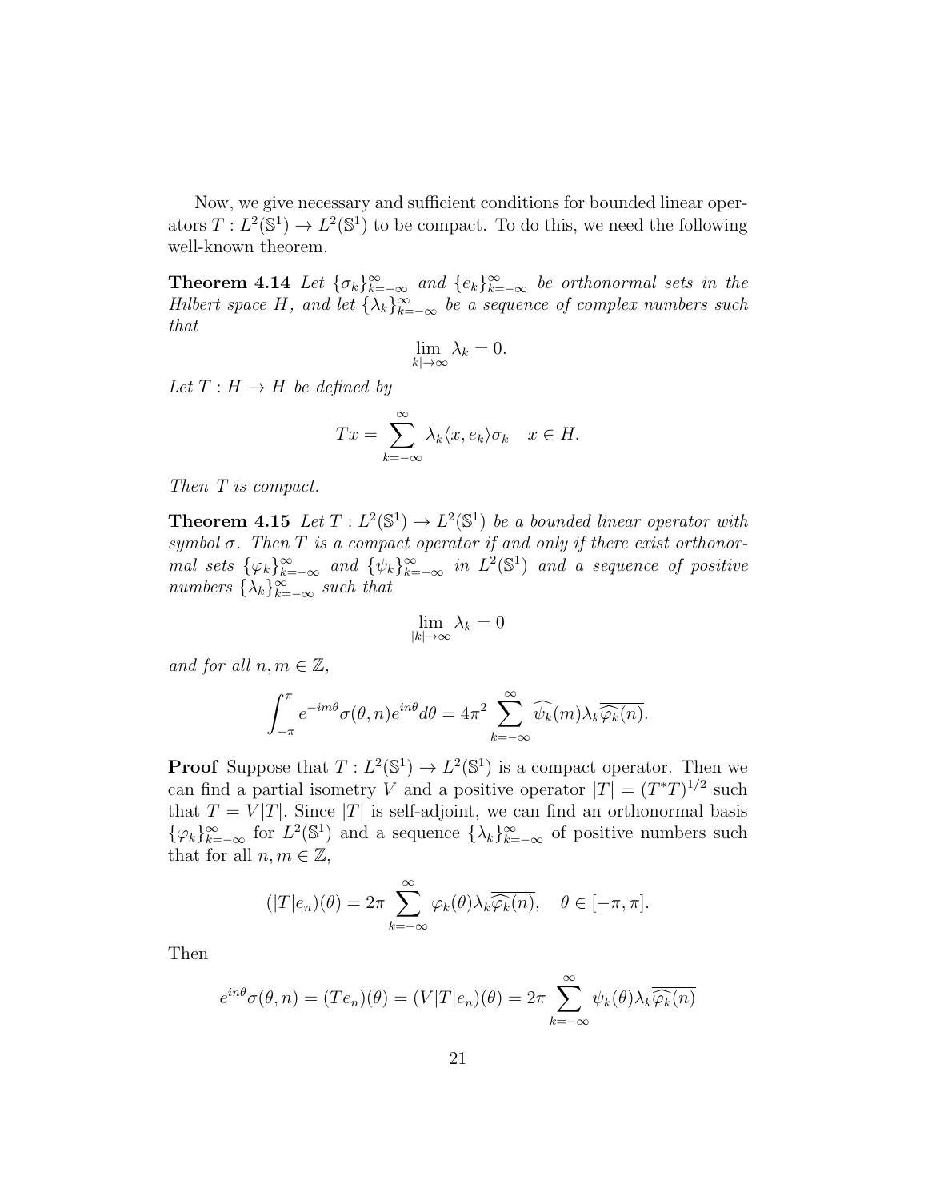Now, we give necessary and sufficient conditions for bounded linear operators $T : L^2(\mathbb{S}^1) \to L^2(\mathbb{S}^1)$ to be compact. To do this, we need the following well-known theorem.

**Theorem 4.14** *Let $\{\sigma_k\}_{k=-\infty}^{\infty}$ and $\{e_k\}_{k=-\infty}^{\infty}$ be orthonormal sets in the Hilbert space $H$, and let $\{\lambda_k\}_{k=-\infty}^{\infty}$ be a sequence of complex numbers such that*

$$\lim_{|k|\to\infty} \lambda_k = 0.$$

*Let $T : H \to H$ be defined by*

$$Tx = \sum_{k=-\infty}^{\infty} \lambda_k \langle x, e_k \rangle \sigma_k \quad x \in H.$$

*Then $T$ is compact.*

**Theorem 4.15** *Let $T : L^2(\mathbb{S}^1) \to L^2(\mathbb{S}^1)$ be a bounded linear operator with symbol $\sigma$. Then $T$ is a compact operator if and only if there exist orthonormal sets $\{\varphi_k\}_{k=-\infty}^{\infty}$ and $\{\psi_k\}_{k=-\infty}^{\infty}$ in $L^2(\mathbb{S}^1)$ and a sequence of positive numbers $\{\lambda_k\}_{k=-\infty}^{\infty}$ such that*

$$\lim_{|k|\to\infty} \lambda_k = 0$$

*and for all $n, m \in \mathbb{Z}$,*

$$\int_{-\pi}^{\pi} e^{-im\theta} \sigma(\theta, n) e^{in\theta} d\theta = 4\pi^2 \sum_{k=-\infty}^{\infty} \widehat{\psi_k}(m) \lambda_k \overline{\widehat{\varphi_k}(n)}.$$

**Proof** Suppose that $T : L^2(\mathbb{S}^1) \to L^2(\mathbb{S}^1)$ is a compact operator. Then we can find a partial isometry $V$ and a positive operator $|T| = (T^*T)^{1/2}$ such that $T = V|T|$. Since $|T|$ is self-adjoint, we can find an orthonormal basis $\{\varphi_k\}_{k=-\infty}^{\infty}$ for $L^2(\mathbb{S}^1)$ and a sequence $\{\lambda_k\}_{k=-\infty}^{\infty}$ of positive numbers such that for all $n, m \in \mathbb{Z}$,

$$(|T|e_n)(\theta) = 2\pi \sum_{k=-\infty}^{\infty} \varphi_k(\theta) \lambda_k \overline{\widehat{\varphi_k}(n)}, \quad \theta \in [-\pi, \pi].$$

Then

$$e^{in\theta} \sigma(\theta, n) = (Te_n)(\theta) = (V|T|e_n)(\theta) = 2\pi \sum_{k=-\infty}^{\infty} \psi_k(\theta) \lambda_k \overline{\widehat{\varphi_k}(n)}$$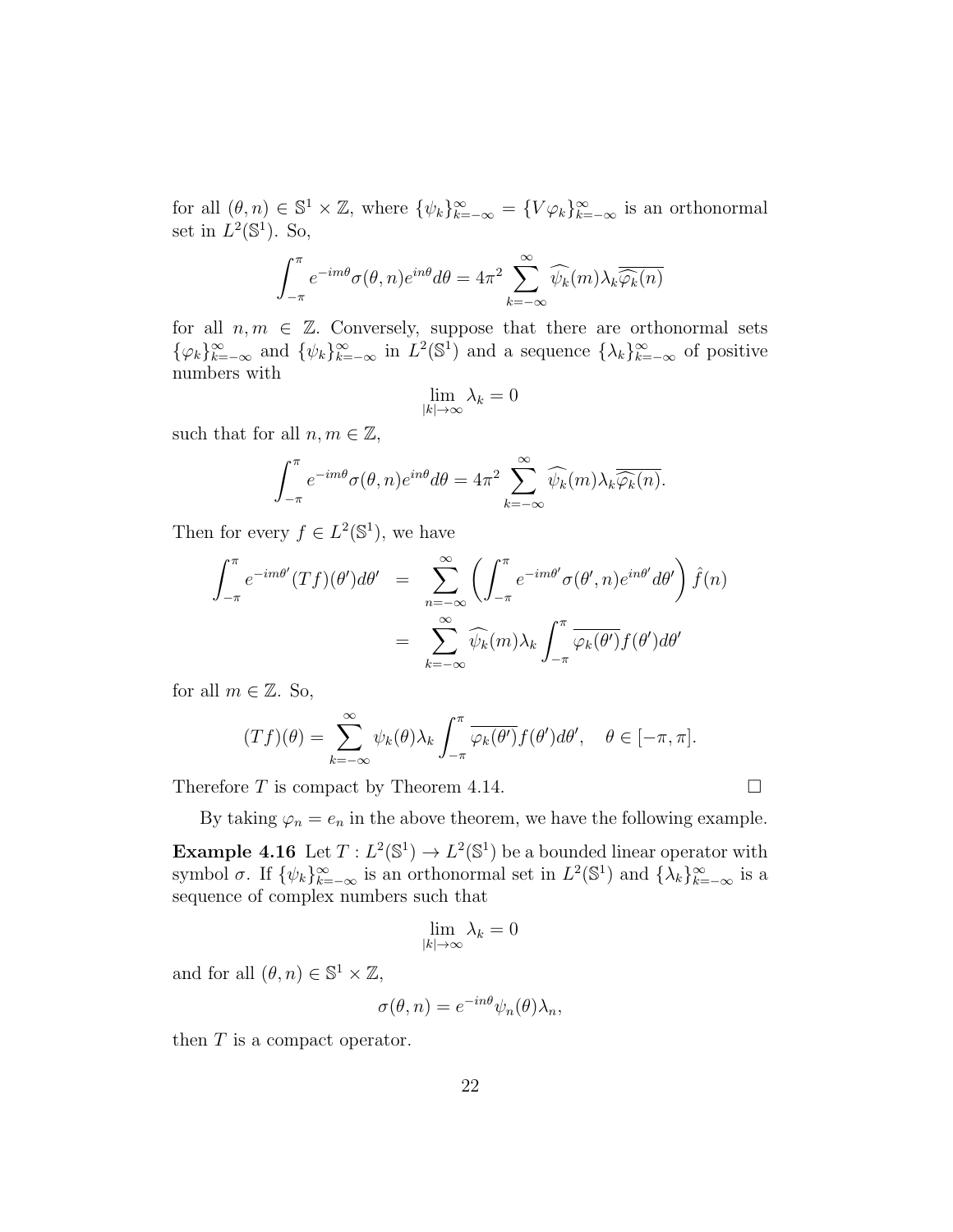for all $(\theta, n) \in \mathbb{S}^1 \times \mathbb{Z}$, where $\{\psi_k\}_{k=-\infty}^{\infty} = \{V\varphi_k\}_{k=-\infty}^{\infty}$ is an orthonormal set in $L^2(\mathbb{S}^1)$. So,

$$\int_{-\pi}^{\pi} e^{-im\theta}\sigma(\theta, n)e^{in\theta}d\theta = 4\pi^2 \sum_{k=-\infty}^{\infty} \widehat{\psi_k}(m)\lambda_k\overline{\widehat{\varphi_k}(n)}$$

for all $n, m \in \mathbb{Z}$. Conversely, suppose that there are orthonormal sets $\{\varphi_k\}_{k=-\infty}^{\infty}$ and $\{\psi_k\}_{k=-\infty}^{\infty}$ in $L^2(\mathbb{S}^1)$ and a sequence $\{\lambda_k\}_{k=-\infty}^{\infty}$ of positive numbers with

$$\lim_{|k|\to\infty} \lambda_k = 0$$

such that for all $n, m \in \mathbb{Z}$,

$$\int_{-\pi}^{\pi} e^{-im\theta}\sigma(\theta, n)e^{in\theta}d\theta = 4\pi^2 \sum_{k=-\infty}^{\infty} \widehat{\psi_k}(m)\lambda_k\overline{\widehat{\varphi_k}(n)}.$$

Then for every $f \in L^2(\mathbb{S}^1)$, we have

$$\begin{aligned}
\int_{-\pi}^{\pi} e^{-im\theta'}(Tf)(\theta')d\theta' &= \sum_{n=-\infty}^{\infty} \left( \int_{-\pi}^{\pi} e^{-im\theta'}\sigma(\theta', n)e^{in\theta'}d\theta' \right) \hat{f}(n) \\
&= \sum_{k=-\infty}^{\infty} \widehat{\psi_k}(m)\lambda_k \int_{-\pi}^{\pi} \overline{\varphi_k(\theta')}f(\theta')d\theta'
\end{aligned}$$

for all $m \in \mathbb{Z}$. So,

$$(Tf)(\theta) = \sum_{k=-\infty}^{\infty} \psi_k(\theta)\lambda_k \int_{-\pi}^{\pi} \overline{\varphi_k(\theta')}f(\theta')d\theta', \quad \theta \in [-\pi, \pi].$$

Therefore $T$ is compact by Theorem 4.14. □

By taking $\varphi_n = e_n$ in the above theorem, we have the following example.

**Example 4.16** Let $T : L^2(\mathbb{S}^1) \to L^2(\mathbb{S}^1)$ be a bounded linear operator with symbol $\sigma$. If $\{\psi_k\}_{k=-\infty}^{\infty}$ is an orthonormal set in $L^2(\mathbb{S}^1)$ and $\{\lambda_k\}_{k=-\infty}^{\infty}$ is a sequence of complex numbers such that

$$\lim_{|k|\to\infty} \lambda_k = 0$$

and for all $(\theta, n) \in \mathbb{S}^1 \times \mathbb{Z}$,

$$\sigma(\theta, n) = e^{-in\theta}\psi_n(\theta)\lambda_n,$$

then $T$ is a compact operator.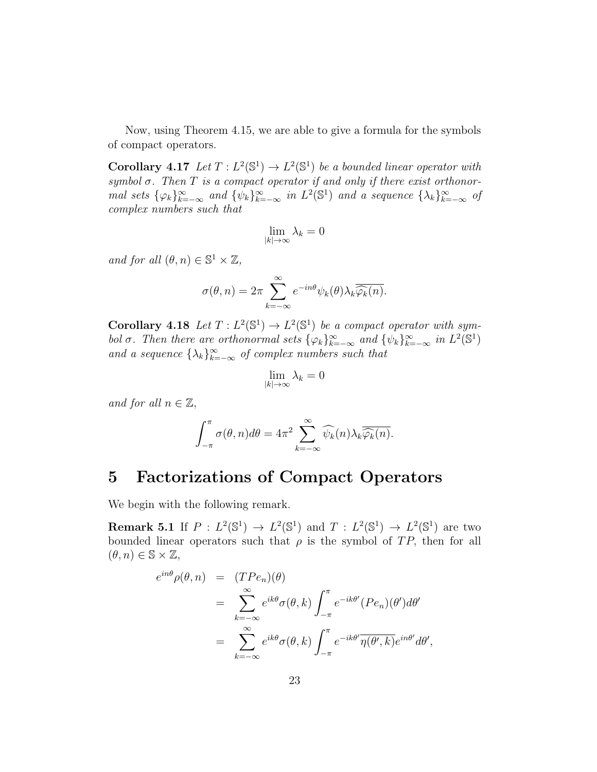Now, using Theorem 4.15, we are able to give a formula for the symbols of compact operators.

**Corollary 4.17** *Let $T : L^2(\mathbb{S}^1) \to L^2(\mathbb{S}^1)$ be a bounded linear operator with symbol $\sigma$. Then $T$ is a compact operator if and only if there exist orthonormal sets $\{\varphi_k\}_{k=-\infty}^{\infty}$ and $\{\psi_k\}_{k=-\infty}^{\infty}$ in $L^2(\mathbb{S}^1)$ and a sequence $\{\lambda_k\}_{k=-\infty}^{\infty}$ of complex numbers such that*

$$\lim_{|k|\to\infty} \lambda_k = 0$$

*and for all $(\theta, n) \in \mathbb{S}^1 \times \mathbb{Z}$,*

$$\sigma(\theta, n) = 2\pi \sum_{k=-\infty}^{\infty} e^{-in\theta} \psi_k(\theta) \lambda_k \overline{\widehat{\varphi_k}(n)}.$$

**Corollary 4.18** *Let $T : L^2(\mathbb{S}^1) \to L^2(\mathbb{S}^1)$ be a compact operator with symbol $\sigma$. Then there are orthonormal sets $\{\varphi_k\}_{k=-\infty}^{\infty}$ and $\{\psi_k\}_{k=-\infty}^{\infty}$ in $L^2(\mathbb{S}^1)$ and a sequence $\{\lambda_k\}_{k=-\infty}^{\infty}$ of complex numbers such that*

$$\lim_{|k|\to\infty} \lambda_k = 0$$

*and for all $n \in \mathbb{Z}$,*

$$\int_{-\pi}^{\pi} \sigma(\theta, n) d\theta = 4\pi^2 \sum_{k=-\infty}^{\infty} \widehat{\psi_k}(n) \lambda_k \overline{\widehat{\varphi_k}(n)}.$$

# 5 Factorizations of Compact Operators

We begin with the following remark.

**Remark 5.1** If $P : L^2(\mathbb{S}^1) \to L^2(\mathbb{S}^1)$ and $T : L^2(\mathbb{S}^1) \to L^2(\mathbb{S}^1)$ are two bounded linear operators such that $\rho$ is the symbol of $TP$, then for all $(\theta, n) \in \mathbb{S} \times \mathbb{Z}$,

$$\begin{aligned}
e^{in\theta}\rho(\theta, n) &= (TPe_n)(\theta) \\
&= \sum_{k=-\infty}^{\infty} e^{ik\theta} \sigma(\theta, k) \int_{-\pi}^{\pi} e^{-ik\theta'} (Pe_n)(\theta') d\theta' \\
&= \sum_{k=-\infty}^{\infty} e^{ik\theta} \sigma(\theta, k) \int_{-\pi}^{\pi} e^{-ik\theta'} \overline{\eta(\theta', k)} e^{in\theta'} d\theta',
\end{aligned}$$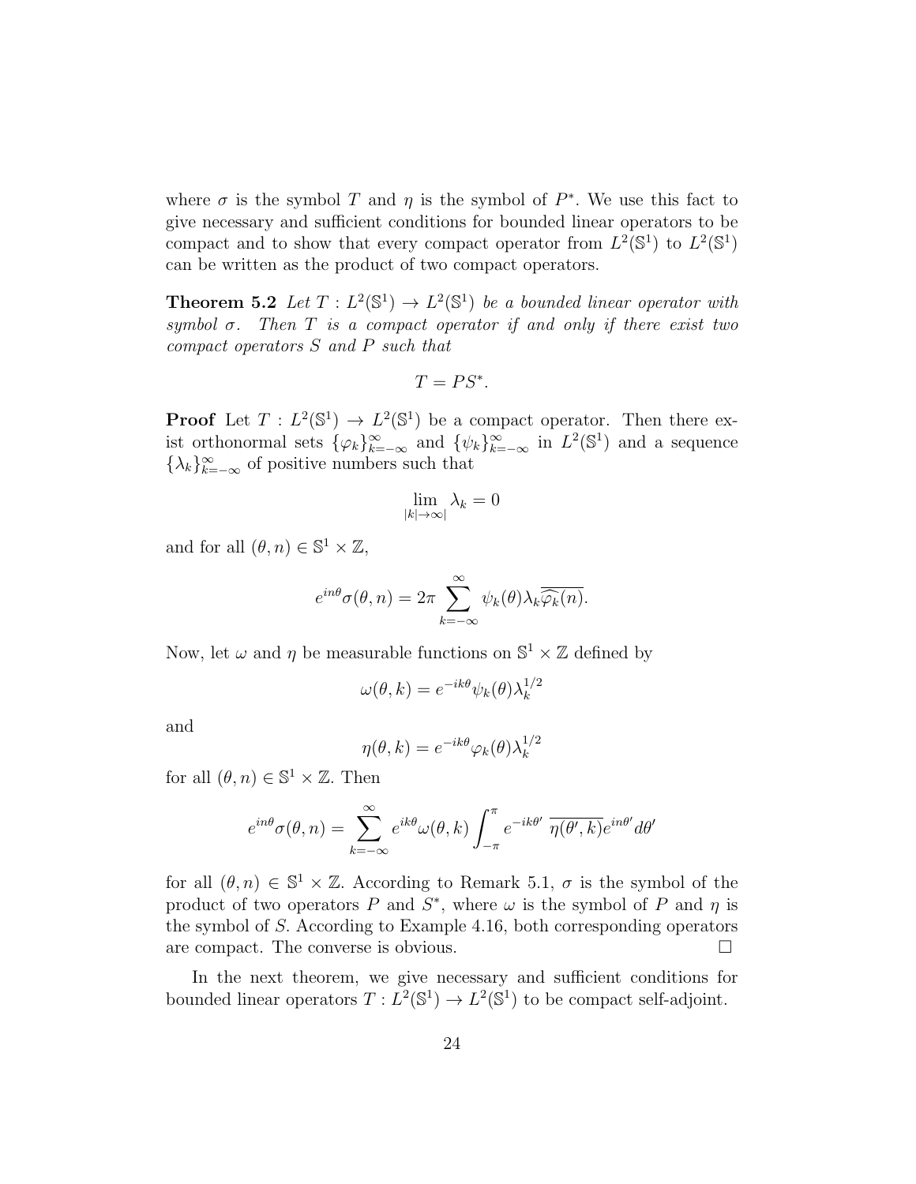where $\sigma$ is the symbol $T$ and $\eta$ is the symbol of $P^*$. We use this fact to give necessary and sufficient conditions for bounded linear operators to be compact and to show that every compact operator from $L^2(\mathbb{S}^1)$ to $L^2(\mathbb{S}^1)$ can be written as the product of two compact operators.

**Theorem 5.2** *Let $T : L^2(\mathbb{S}^1) \to L^2(\mathbb{S}^1)$ be a bounded linear operator with symbol $\sigma$. Then $T$ is a compact operator if and only if there exist two compact operators $S$ and $P$ such that*

$$T = PS^*.$$

**Proof** Let $T : L^2(\mathbb{S}^1) \to L^2(\mathbb{S}^1)$ be a compact operator. Then there exist orthonormal sets $\{\varphi_k\}_{k=-\infty}^{\infty}$ and $\{\psi_k\}_{k=-\infty}^{\infty}$ in $L^2(\mathbb{S}^1)$ and a sequence $\{\lambda_k\}_{k=-\infty}^{\infty}$ of positive numbers such that

$$\lim_{|k|\to\infty|} \lambda_k = 0$$

and for all $(\theta, n) \in \mathbb{S}^1 \times \mathbb{Z}$,

$$e^{in\theta}\sigma(\theta, n) = 2\pi \sum_{k=-\infty}^{\infty} \psi_k(\theta)\lambda_k \overline{\widehat{\varphi_k}(n)}.$$

Now, let $\omega$ and $\eta$ be measurable functions on $\mathbb{S}^1 \times \mathbb{Z}$ defined by

$$\omega(\theta, k) = e^{-ik\theta}\psi_k(\theta)\lambda_k^{1/2}$$

and

$$\eta(\theta, k) = e^{-ik\theta}\varphi_k(\theta)\lambda_k^{1/2}$$

for all $(\theta, n) \in \mathbb{S}^1 \times \mathbb{Z}$. Then

$$e^{in\theta}\sigma(\theta, n) = \sum_{k=-\infty}^{\infty} e^{ik\theta}\omega(\theta, k) \int_{-\pi}^{\pi} e^{-ik\theta'} \, \overline{\eta(\theta', k)} e^{in\theta'} d\theta'$$

for all $(\theta, n) \in \mathbb{S}^1 \times \mathbb{Z}$. According to Remark 5.1, $\sigma$ is the symbol of the product of two operators $P$ and $S^*$, where $\omega$ is the symbol of $P$ and $\eta$ is the symbol of $S$. According to Example 4.16, both corresponding operators are compact. The converse is obvious. □

In the next theorem, we give necessary and sufficient conditions for bounded linear operators $T : L^2(\mathbb{S}^1) \to L^2(\mathbb{S}^1)$ to be compact self-adjoint.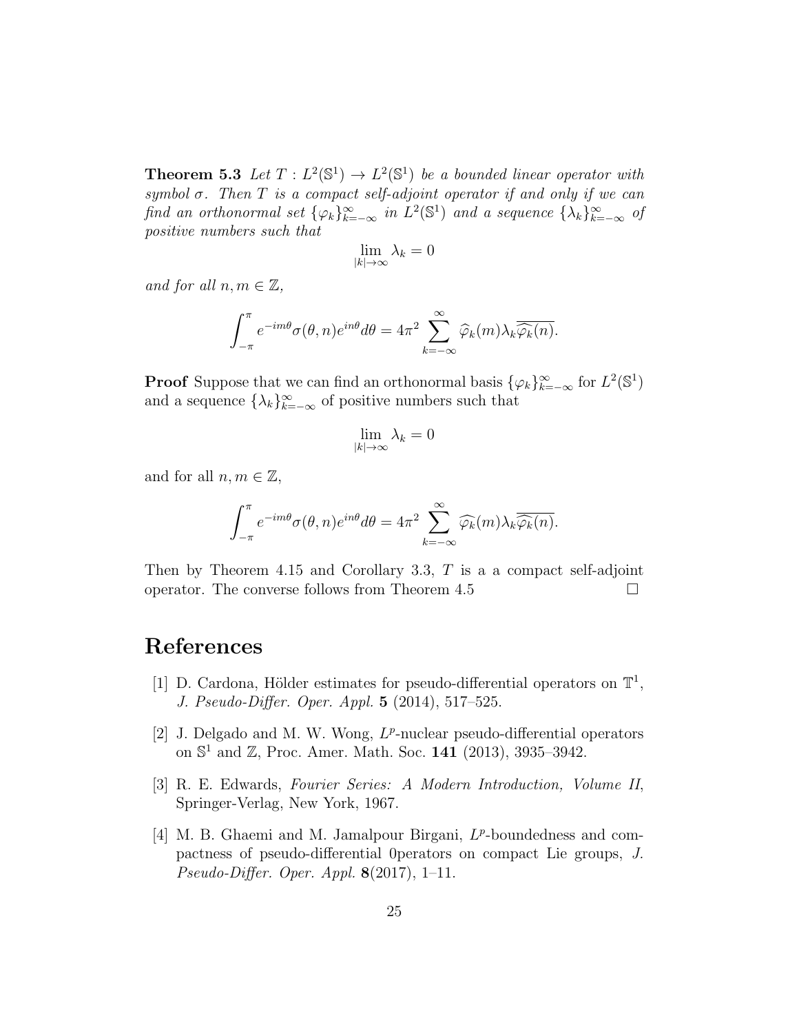**Theorem 5.3** *Let $T : L^2(\mathbb{S}^1) \to L^2(\mathbb{S}^1)$ be a bounded linear operator with symbol $\sigma$. Then $T$ is a compact self-adjoint operator if and only if we can find an orthonormal set $\{\varphi_k\}_{k=-\infty}^{\infty}$ in $L^2(\mathbb{S}^1)$ and a sequence $\{\lambda_k\}_{k=-\infty}^{\infty}$ of positive numbers such that*

$$\lim_{|k|\to\infty} \lambda_k = 0$$

*and for all $n, m \in \mathbb{Z}$,*

$$\int_{-\pi}^{\pi} e^{-im\theta} \sigma(\theta, n) e^{in\theta} d\theta = 4\pi^2 \sum_{k=-\infty}^{\infty} \widehat{\varphi}_k(m) \lambda_k \overline{\widehat{\varphi_k}(n)}.$$

**Proof** Suppose that we can find an orthonormal basis $\{\varphi_k\}_{k=-\infty}^{\infty}$ for $L^2(\mathbb{S}^1)$ and a sequence $\{\lambda_k\}_{k=-\infty}^{\infty}$ of positive numbers such that

$$\lim_{|k|\to\infty} \lambda_k = 0$$

and for all $n, m \in \mathbb{Z}$,

$$\int_{-\pi}^{\pi} e^{-im\theta} \sigma(\theta, n) e^{in\theta} d\theta = 4\pi^2 \sum_{k=-\infty}^{\infty} \widehat{\varphi_k}(m) \lambda_k \overline{\widehat{\varphi_k}(n)}.$$

Then by Theorem 4.15 and Corollary 3.3, $T$ is a a compact self-adjoint operator. The converse follows from Theorem 4.5 $\square$

# References

[1] D. Cardona, Hölder estimates for pseudo-differential operators on $\mathbb{T}^1$, *J. Pseudo-Differ. Oper. Appl.* **5** (2014), 517–525.

[2] J. Delgado and M. W. Wong, $L^p$-nuclear pseudo-differential operators on $\mathbb{S}^1$ and $\mathbb{Z}$, Proc. Amer. Math. Soc. **141** (2013), 3935–3942.

[3] R. E. Edwards, *Fourier Series: A Modern Introduction, Volume II*, Springer-Verlag, New York, 1967.

[4] M. B. Ghaemi and M. Jamalpour Birgani, $L^p$-boundedness and compactness of pseudo-differential 0perators on compact Lie groups, *J. Pseudo-Differ. Oper. Appl.* **8**(2017), 1–11.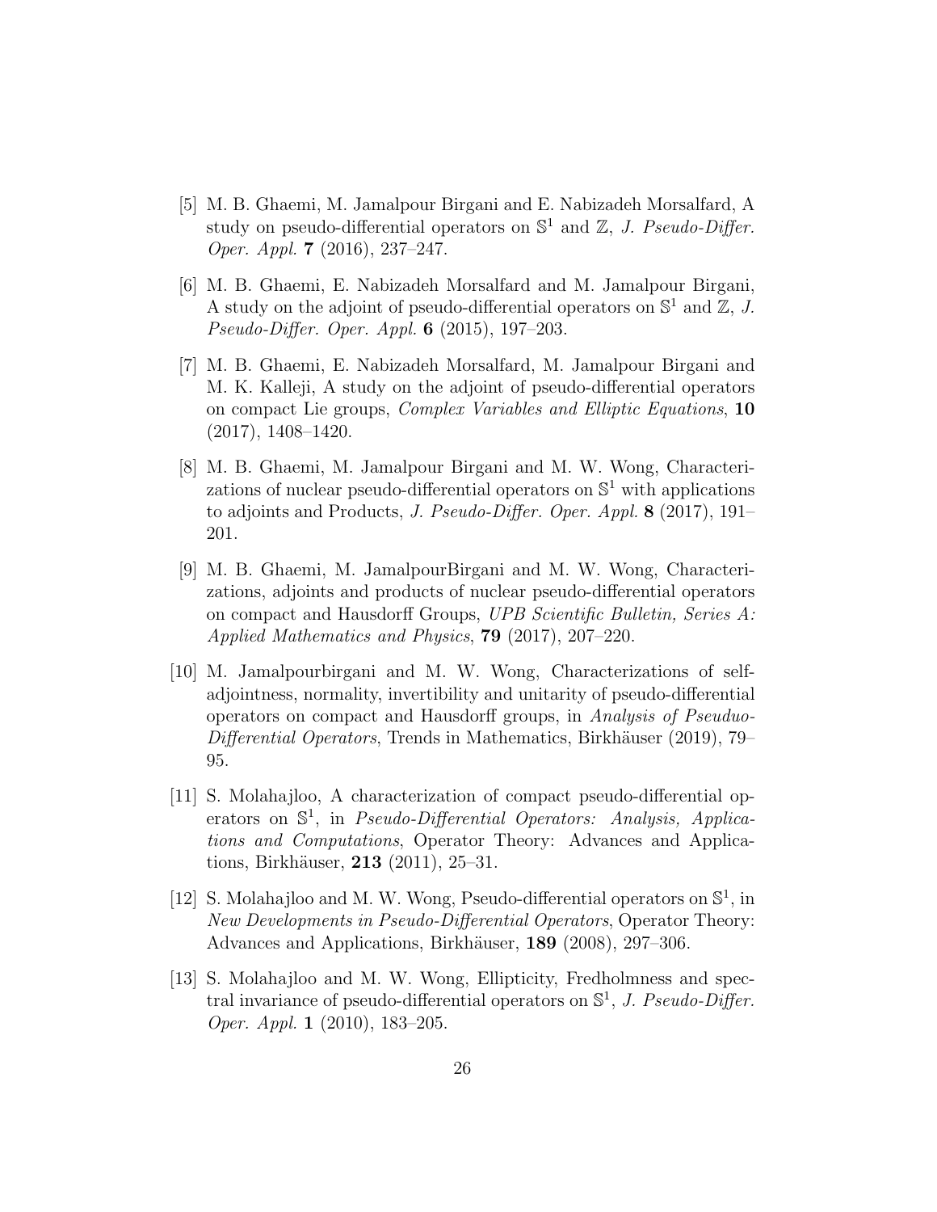[5] M. B. Ghaemi, M. Jamalpour Birgani and E. Nabizadeh Morsalfard, A study on pseudo-differential operators on $\mathbb{S}^1$ and $\mathbb{Z}$, *J. Pseudo-Differ. Oper. Appl.* **7** (2016), 237–247.

[6] M. B. Ghaemi, E. Nabizadeh Morsalfard and M. Jamalpour Birgani, A study on the adjoint of pseudo-differential operators on $\mathbb{S}^1$ and $\mathbb{Z}$, *J. Pseudo-Differ. Oper. Appl.* **6** (2015), 197–203.

[7] M. B. Ghaemi, E. Nabizadeh Morsalfard, M. Jamalpour Birgani and M. K. Kalleji, A study on the adjoint of pseudo-differential operators on compact Lie groups, *Complex Variables and Elliptic Equations*, **10** (2017), 1408–1420.

[8] M. B. Ghaemi, M. Jamalpour Birgani and M. W. Wong, Characterizations of nuclear pseudo-differential operators on $\mathbb{S}^1$ with applications to adjoints and Products, *J. Pseudo-Differ. Oper. Appl.* **8** (2017), 191–201.

[9] M. B. Ghaemi, M. JamalpourBirgani and M. W. Wong, Characterizations, adjoints and products of nuclear pseudo-differential operators on compact and Hausdorff Groups, *UPB Scientific Bulletin, Series A: Applied Mathematics and Physics*, **79** (2017), 207–220.

[10] M. Jamalpourbirgani and M. W. Wong, Characterizations of self-adjointness, normality, invertibility and unitarity of pseudo-differential operators on compact and Hausdorff groups, in *Analysis of Pseuduo-Differential Operators*, Trends in Mathematics, Birkhäuser (2019), 79–95.

[11] S. Molahajloo, A characterization of compact pseudo-differential operators on $\mathbb{S}^1$, in *Pseudo-Differential Operators: Analysis, Applications and Computations*, Operator Theory: Advances and Applications, Birkhäuser, **213** (2011), 25–31.

[12] S. Molahajloo and M. W. Wong, Pseudo-differential operators on $\mathbb{S}^1$, in *New Developments in Pseudo-Differential Operators*, Operator Theory: Advances and Applications, Birkhäuser, **189** (2008), 297–306.

[13] S. Molahajloo and M. W. Wong, Ellipticity, Fredholmness and spectral invariance of pseudo-differential operators on $\mathbb{S}^1$, *J. Pseudo-Differ. Oper. Appl.* **1** (2010), 183–205.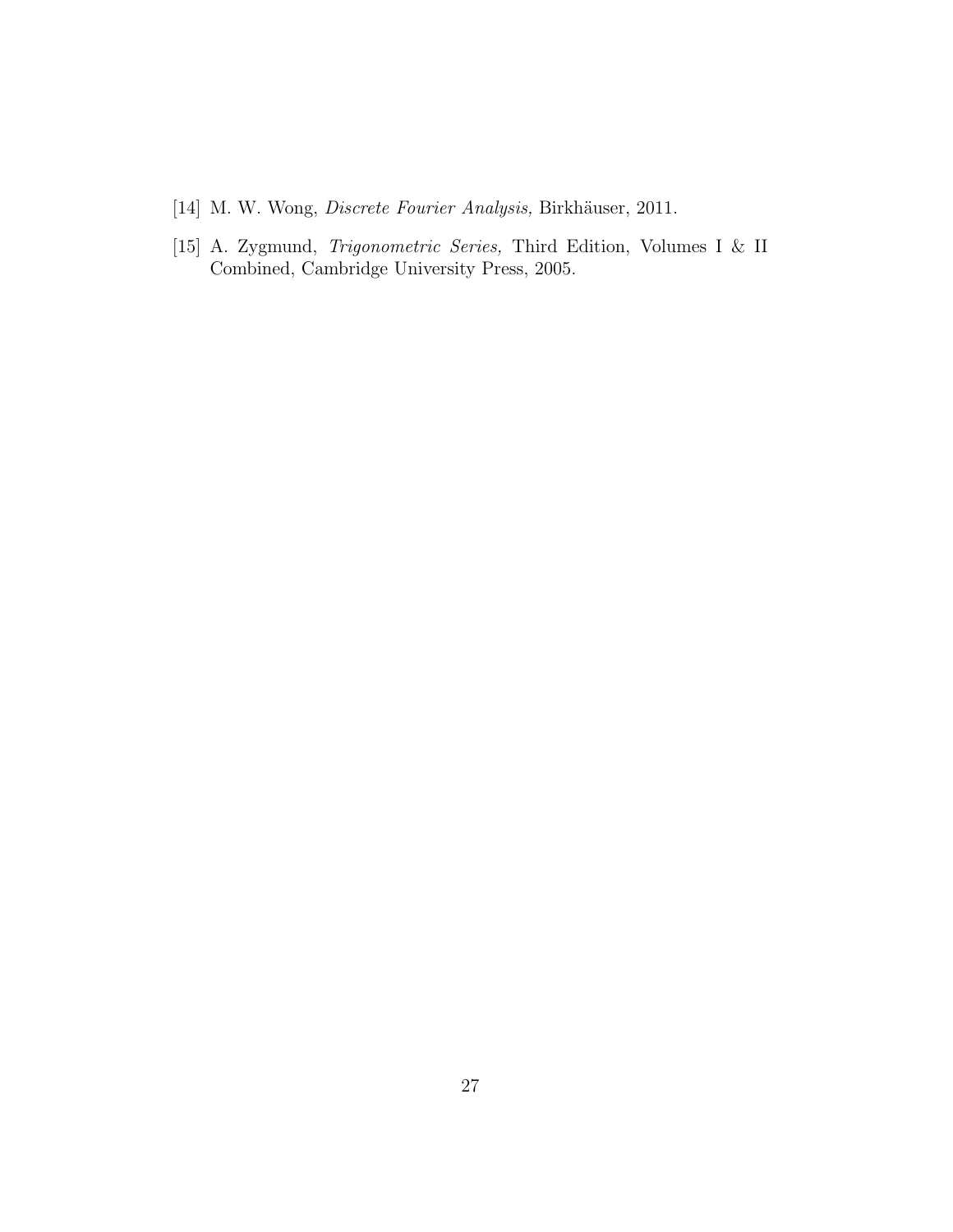[14] M. W. Wong, *Discrete Fourier Analysis,* Birkhäuser, 2011.

[15] A. Zygmund, *Trigonometric Series,* Third Edition, Volumes I & II Combined, Cambridge University Press, 2005.